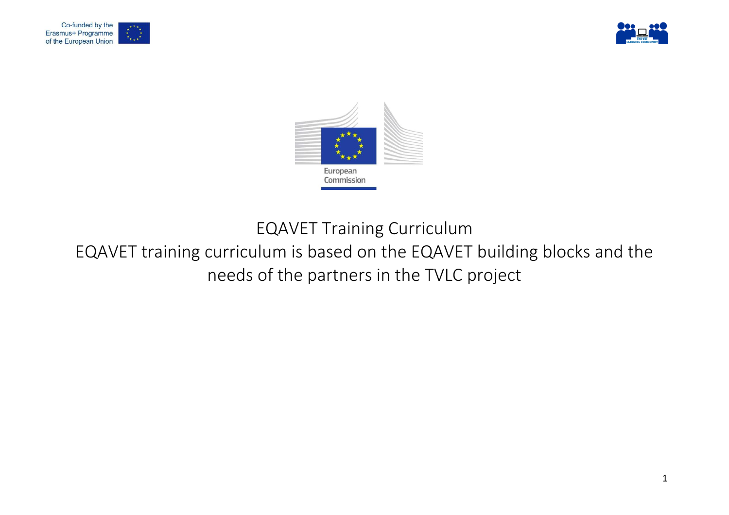Co-funded by the Erasmus+ Programme of the European Union

European Commission

# EQAVET Training Curriculum

## EQAVET training curriculum is based on the EQAVET building blocks and the needs of the partners in the TVLC project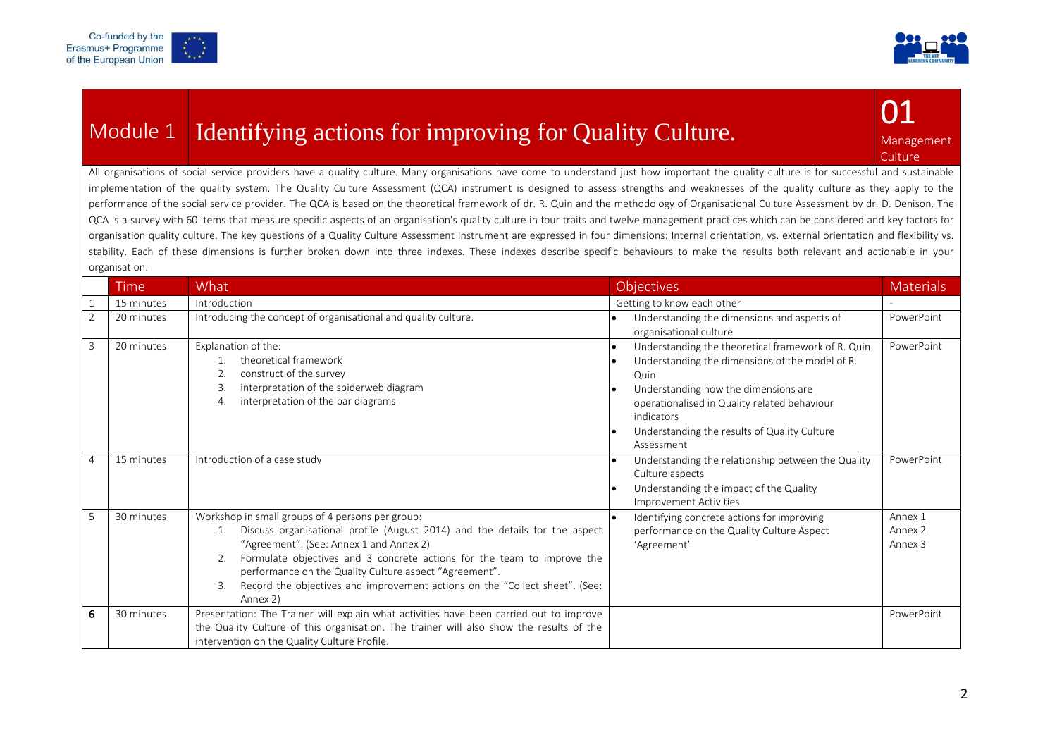# Module 1 Identifying actions for improving for Quality Culture.

**01** Management Culture

All organisations of social service providers have a quality culture. Many organisations have come to understand just how important the quality culture is for successful and sustainable implementation of the quality system. The Quality Culture Assessment (QCA) instrument is designed to assess strengths and weaknesses of the quality culture as they apply to the performance of the social service provider. The QCA is based on the theoretical framework of dr. R. Quin and the methodology of Organisational Culture Assessment by dr. D. Denison. The QCA is a survey with 60 items that measure specific aspects of an organisation's quality culture in four traits and twelve management practices which can be considered and key factors for organisation quality culture. The key questions of a Quality Culture Assessment Instrument are expressed in four dimensions: Internal orientation, vs. external orientation and flexibility vs. stability. Each of these dimensions is further broken down into three indexes. These indexes describe specific behaviours to make the results both relevant and actionable in your organisation.

| | Time | What | Objectives | Materials |
|---|---|---|---|---|
| 1 | 15 minutes | Introduction | Getting to know each other | - |
| 2 | 20 minutes | Introducing the concept of organisational and quality culture. | • Understanding the dimensions and aspects of organisational culture | PowerPoint |
| 3 | 20 minutes | Explanation of the:<br>1. theoretical framework<br>2. construct of the survey<br>3. interpretation of the spiderweb diagram<br>4. interpretation of the bar diagrams | • Understanding the theoretical framework of R. Quin<br>• Understanding the dimensions of the model of R. Quin<br>• Understanding how the dimensions are operationalised in Quality related behaviour indicators<br>• Understanding the results of Quality Culture Assessment | PowerPoint |
| 4 | 15 minutes | Introduction of a case study | • Understanding the relationship between the Quality Culture aspects<br>• Understanding the impact of the Quality Improvement Activities | PowerPoint |
| 5 | 30 minutes | Workshop in small groups of 4 persons per group:<br>1. Discuss organisational profile (August 2014) and the details for the aspect "Agreement". (See: Annex 1 and Annex 2)<br>2. Formulate objectives and 3 concrete actions for the team to improve the performance on the Quality Culture aspect "Agreement".<br>3. Record the objectives and improvement actions on the "Collect sheet". (See: Annex 2) | • Identifying concrete actions for improving performance on the Quality Culture Aspect 'Agreement' | Annex 1<br>Annex 2<br>Annex 3 |
| 6 | 30 minutes | Presentation: The Trainer will explain what activities have been carried out to improve the Quality Culture of this organisation. The trainer will also show the results of the intervention on the Quality Culture Profile. | | PowerPoint |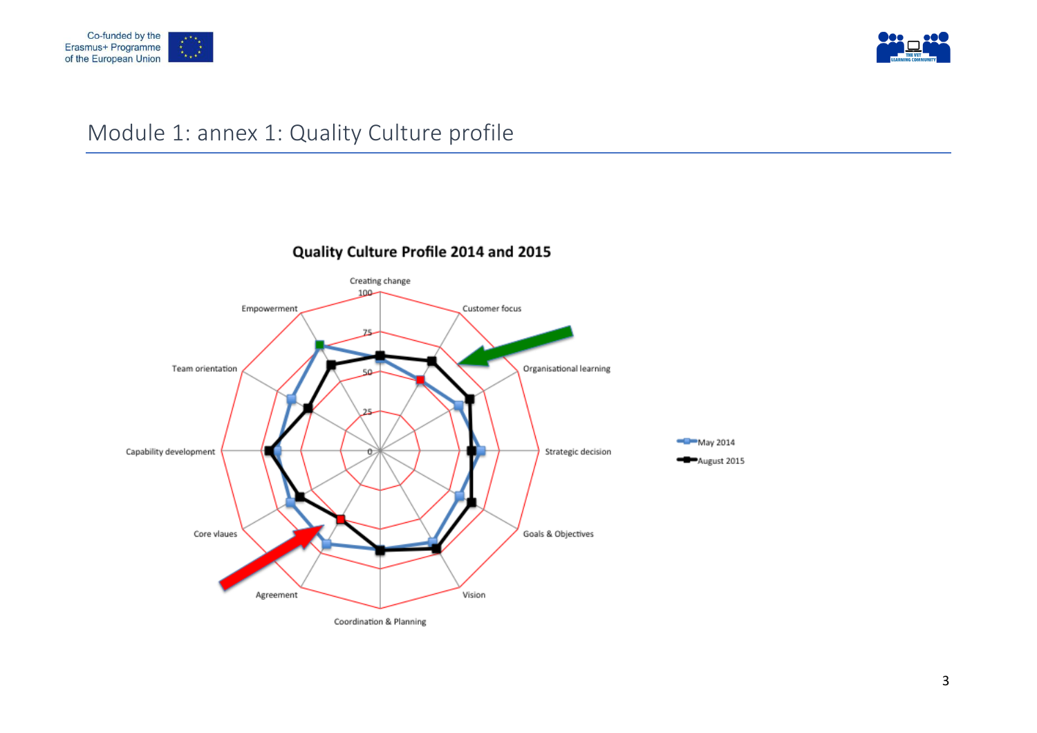## Module 1: annex 1: Quality Culture profile

**Quality Culture Profile 2014 and 2015**

Creating change

Customer focus

Organisational learning

Strategic decision

Goals & Objectives

Vision

Coordination & Planning

Agreement

Core vlaues

Capability development

Team orientation

Empowerment

100

75

50

25

0

May 2014

August 2015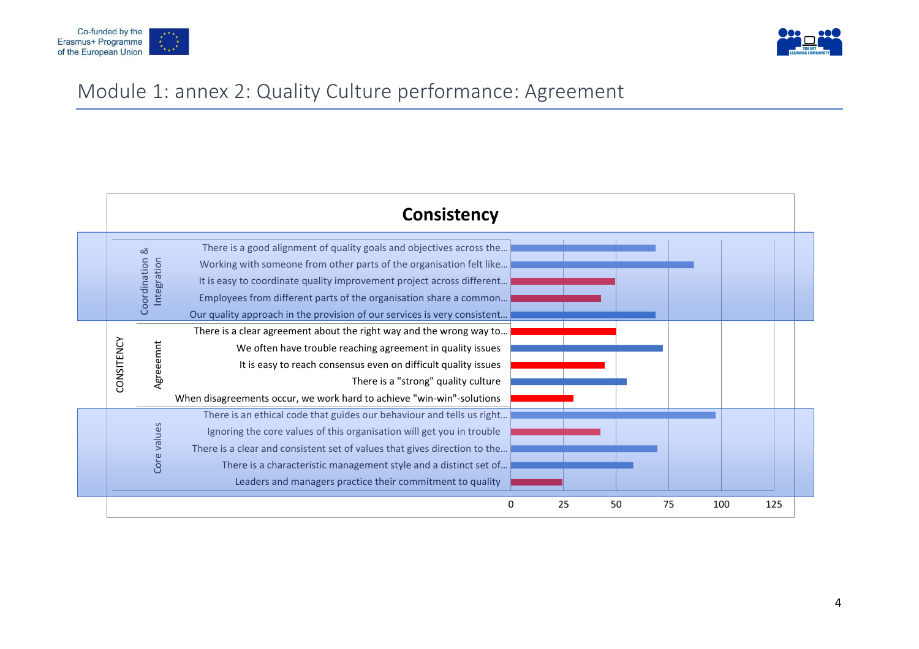# Module 1: annex 2: Quality Culture performance: Agreement

## Consistency

| CONSITENCY | | Statement | Value (approx.) |
|---|---|---|---|
| | Coordination & Integration | There is a good alignment of quality goals and objectives across the… | 69 |
| | | Working with someone from other parts of the organisation felt like… | 87 |
| | | It is easy to coordinate quality improvement project across different… | 50 |
| | | Employees from different parts of the organisation share a common… | 43 |
| | | Our quality approach in the provision of our services is very consistent… | 69 |
| | Agreeemnt | There is a clear agreement about the right way and the wrong way to… | 50 |
| | | We often have trouble reaching agreement in quality issues | 72 |
| | | It is easy to reach consensus even on difficult quality issues | 45 |
| | | There is a "strong" quality culture | 55 |
| | | When disagreements occur, we work hard to achieve "win-win"-solutions | 30 |
| | Core values | There is an ethical code that guides our behaviour and tells us right… | 97 |
| | | Ignoring the core values of this organisation will get you in trouble | 43 |
| | | There is a clear and consistent set of values that gives direction to the… | 70 |
| | | There is a characteristic management style and a distinct set of… | 58 |
| | | Leaders and managers practice their commitment to quality | 25 |

Axis: 0, 25, 50, 75, 100, 125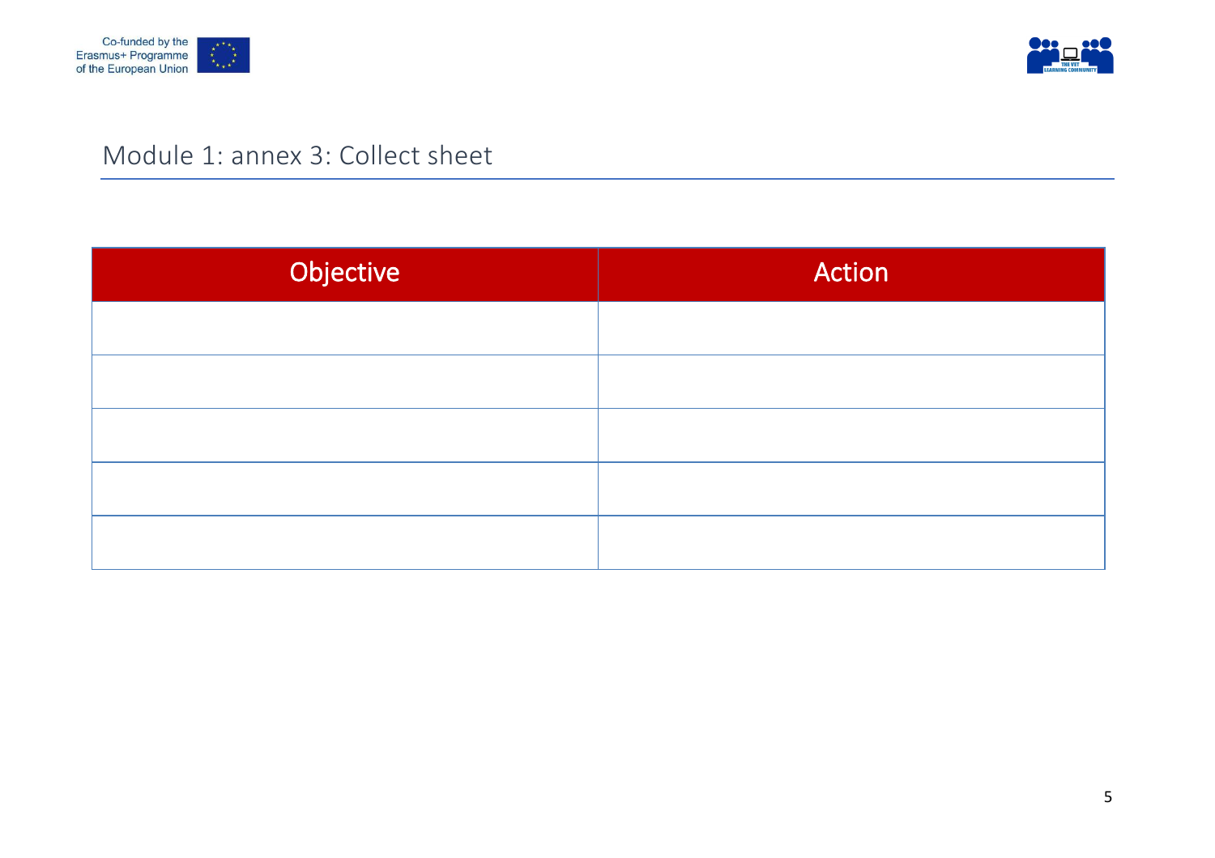# Module 1: annex 3: Collect sheet

| Objective | Action |
|---|---|
| | |
| | |
| | |
| | |
| | |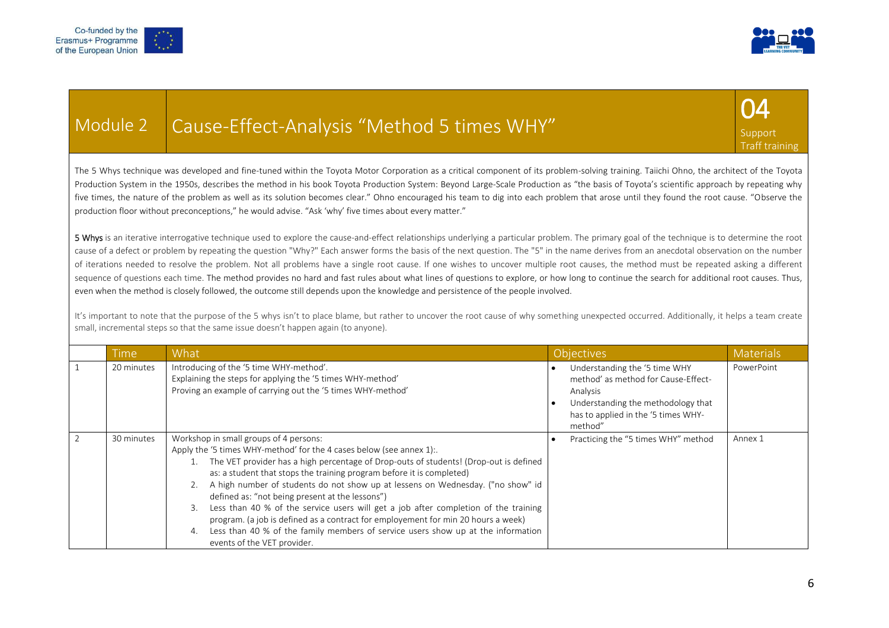# Module 2 | Cause-Effect-Analysis "Method 5 times WHY"

04 Support Traff training

The 5 Whys technique was developed and fine-tuned within the Toyota Motor Corporation as a critical component of its problem-solving training. Taiichi Ohno, the architect of the Toyota Production System in the 1950s, describes the method in his book Toyota Production System: Beyond Large-Scale Production as "the basis of Toyota's scientific approach by repeating why five times, the nature of the problem as well as its solution becomes clear." Ohno encouraged his team to dig into each problem that arose until they found the root cause. "Observe the production floor without preconceptions," he would advise. "Ask 'why' five times about every matter."

**5 Whys** is an iterative interrogative technique used to explore the cause-and-effect relationships underlying a particular problem. The primary goal of the technique is to determine the root cause of a defect or problem by repeating the question "Why?" Each answer forms the basis of the next question. The "5" in the name derives from an anecdotal observation on the number of iterations needed to resolve the problem. Not all problems have a single root cause. If one wishes to uncover multiple root causes, the method must be repeated asking a different sequence of questions each time. The method provides no hard and fast rules about what lines of questions to explore, or how long to continue the search for additional root causes. Thus, even when the method is closely followed, the outcome still depends upon the knowledge and persistence of the people involved.

It's important to note that the purpose of the 5 whys isn't to place blame, but rather to uncover the root cause of why something unexpected occurred. Additionally, it helps a team create small, incremental steps so that the same issue doesn't happen again (to anyone).

| | Time | What | Objectives | Materials |
|---|---|---|---|---|
| 1 | 20 minutes | Introducing of the '5 time WHY-method'.<br>Explaining the steps for applying the '5 times WHY-method'<br>Proving an example of carrying out the '5 times WHY-method' | • Understanding the '5 time WHY method' as method for Cause-Effect-Analysis<br>• Understanding the methodology that has to applied in the '5 times WHY-method" | PowerPoint |
| 2 | 30 minutes | Workshop in small groups of 4 persons:<br>Apply the '5 times WHY-method' for the 4 cases below (see annex 1):.<br>1. The VET provider has a high percentage of Drop-outs of students! (Drop-out is defined as: a student that stops the training program before it is completed)<br>2. A high number of students do not show up at lessens on Wednesday. ("no show" id defined as: "not being present at the lessons")<br>3. Less than 40 % of the service users will get a job after completion of the training program. (a job is defined as a contract for employement for min 20 hours a week)<br>4. Less than 40 % of the family members of service users show up at the information events of the VET provider. | • Practicing the "5 times WHY" method | Annex 1 |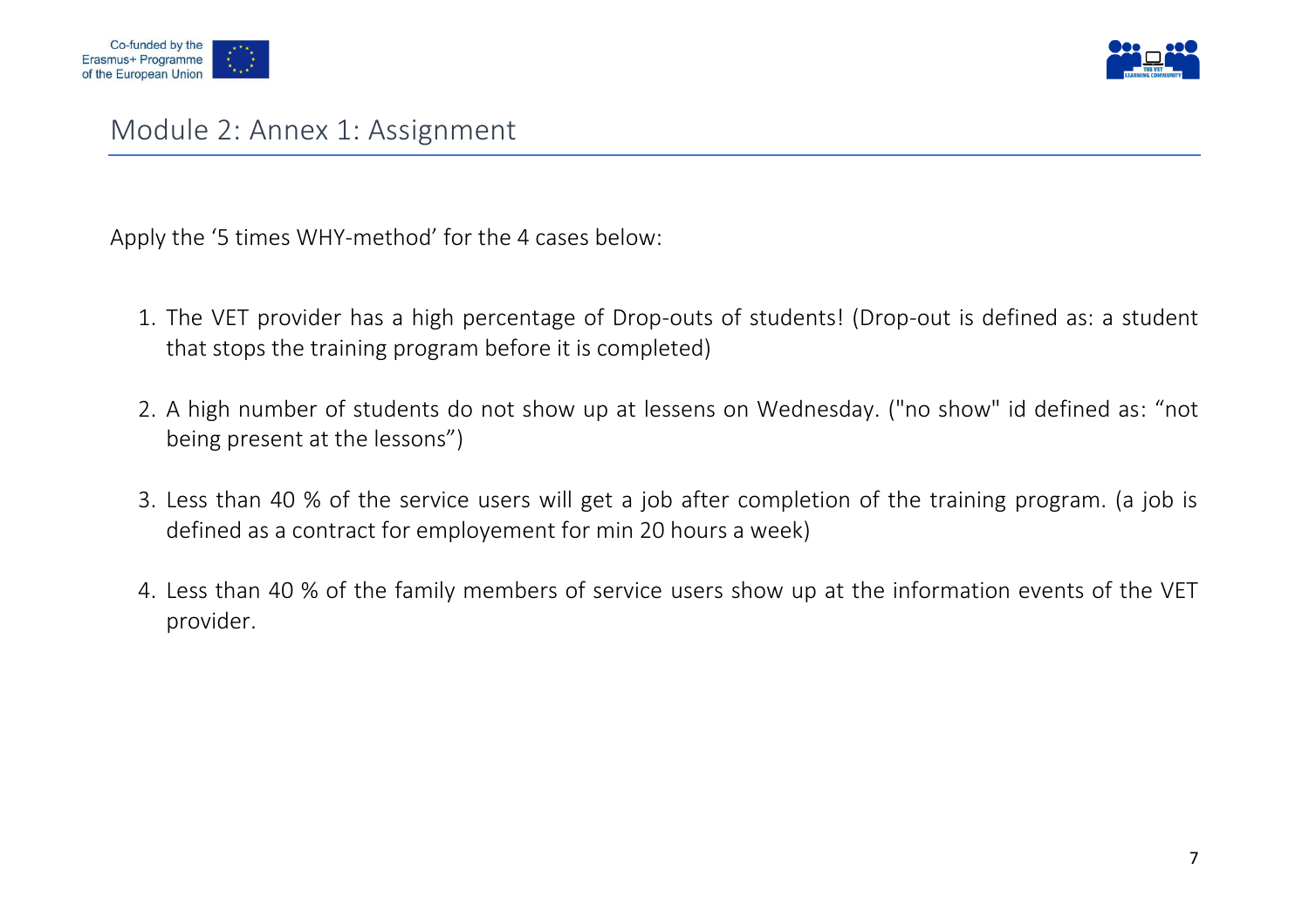## Module 2: Annex 1: Assignment

Apply the '5 times WHY-method' for the 4 cases below:

1. The VET provider has a high percentage of Drop-outs of students! (Drop-out is defined as: a student that stops the training program before it is completed)
2. A high number of students do not show up at lessens on Wednesday. ("no show" id defined as: "not being present at the lessons")
3. Less than 40 % of the service users will get a job after completion of the training program. (a job is defined as a contract for employement for min 20 hours a week)
4. Less than 40 % of the family members of service users show up at the information events of the VET provider.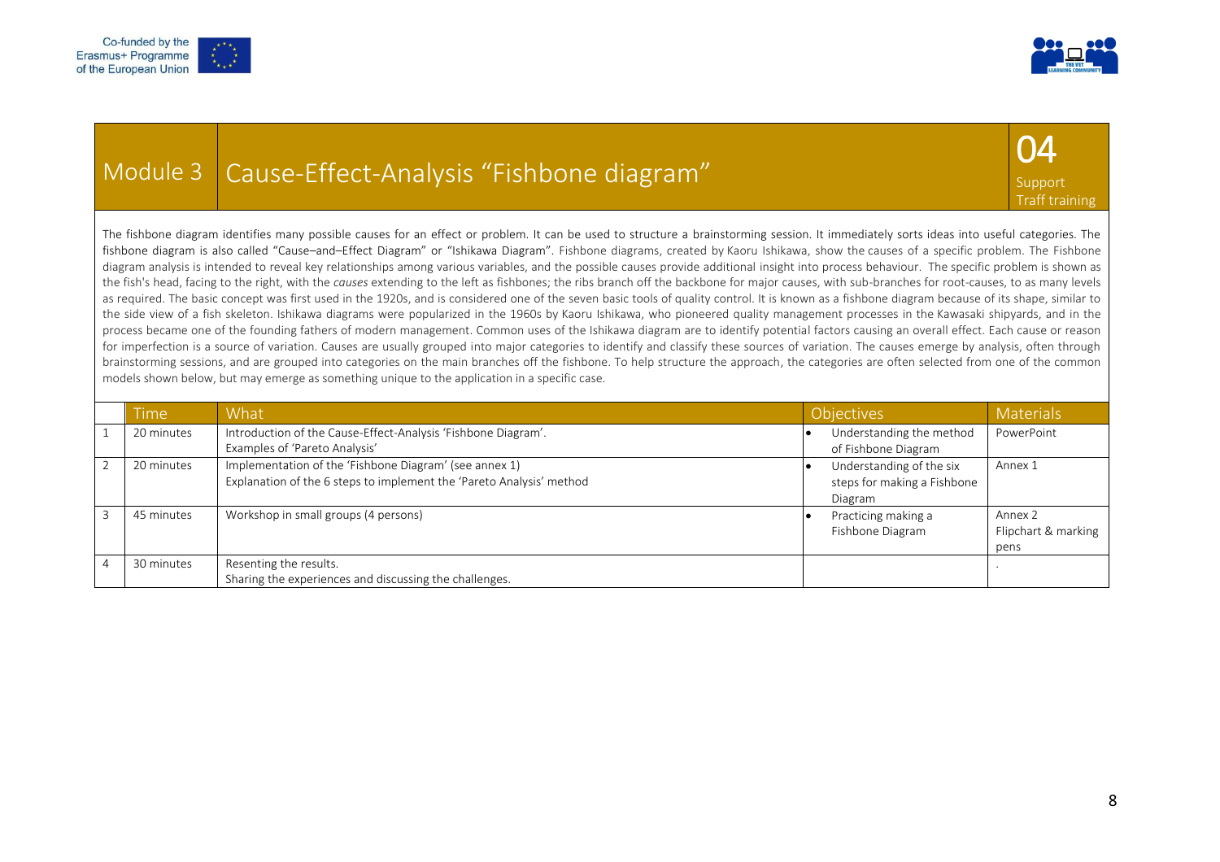# Module 3 Cause-Effect-Analysis “Fishbone diagram”

**04**
Support
Traff training

The fishbone diagram identifies many possible causes for an effect or problem. It can be used to structure a brainstorming session. It immediately sorts ideas into useful categories. The fishbone diagram is also called “Cause–and–Effect Diagram” or “Ishikawa Diagram”. Fishbone diagrams, created by Kaoru Ishikawa, show the causes of a specific problem. The Fishbone diagram analysis is intended to reveal key relationships among various variables, and the possible causes provide additional insight into process behaviour. The specific problem is shown as the fish's head, facing to the right, with the *causes* extending to the left as fishbones; the ribs branch off the backbone for major causes, with sub-branches for root-causes, to as many levels as required. The basic concept was first used in the 1920s, and is considered one of the seven basic tools of quality control. It is known as a fishbone diagram because of its shape, similar to the side view of a fish skeleton. Ishikawa diagrams were popularized in the 1960s by Kaoru Ishikawa, who pioneered quality management processes in the Kawasaki shipyards, and in the process became one of the founding fathers of modern management. Common uses of the Ishikawa diagram are to identify potential factors causing an overall effect. Each cause or reason for imperfection is a source of variation. Causes are usually grouped into major categories to identify and classify these sources of variation. The causes emerge by analysis, often through brainstorming sessions, and are grouped into categories on the main branches off the fishbone. To help structure the approach, the categories are often selected from one of the common models shown below, but may emerge as something unique to the application in a specific case.

| | Time | What | Objectives | Materials |
|---|---|---|---|---|
| 1 | 20 minutes | Introduction of the Cause-Effect-Analysis 'Fishbone Diagram'.<br>Examples of 'Pareto Analysis' | • Understanding the method of Fishbone Diagram | PowerPoint |
| 2 | 20 minutes | Implementation of the 'Fishbone Diagram' (see annex 1)<br>Explanation of the 6 steps to implement the 'Pareto Analysis' method | • Understanding of the six steps for making a Fishbone Diagram | Annex 1 |
| 3 | 45 minutes | Workshop in small groups (4 persons) | • Practicing making a Fishbone Diagram | Annex 2<br>Flipchart & marking pens |
| 4 | 30 minutes | Resenting the results.<br>Sharing the experiences and discussing the challenges. | | . |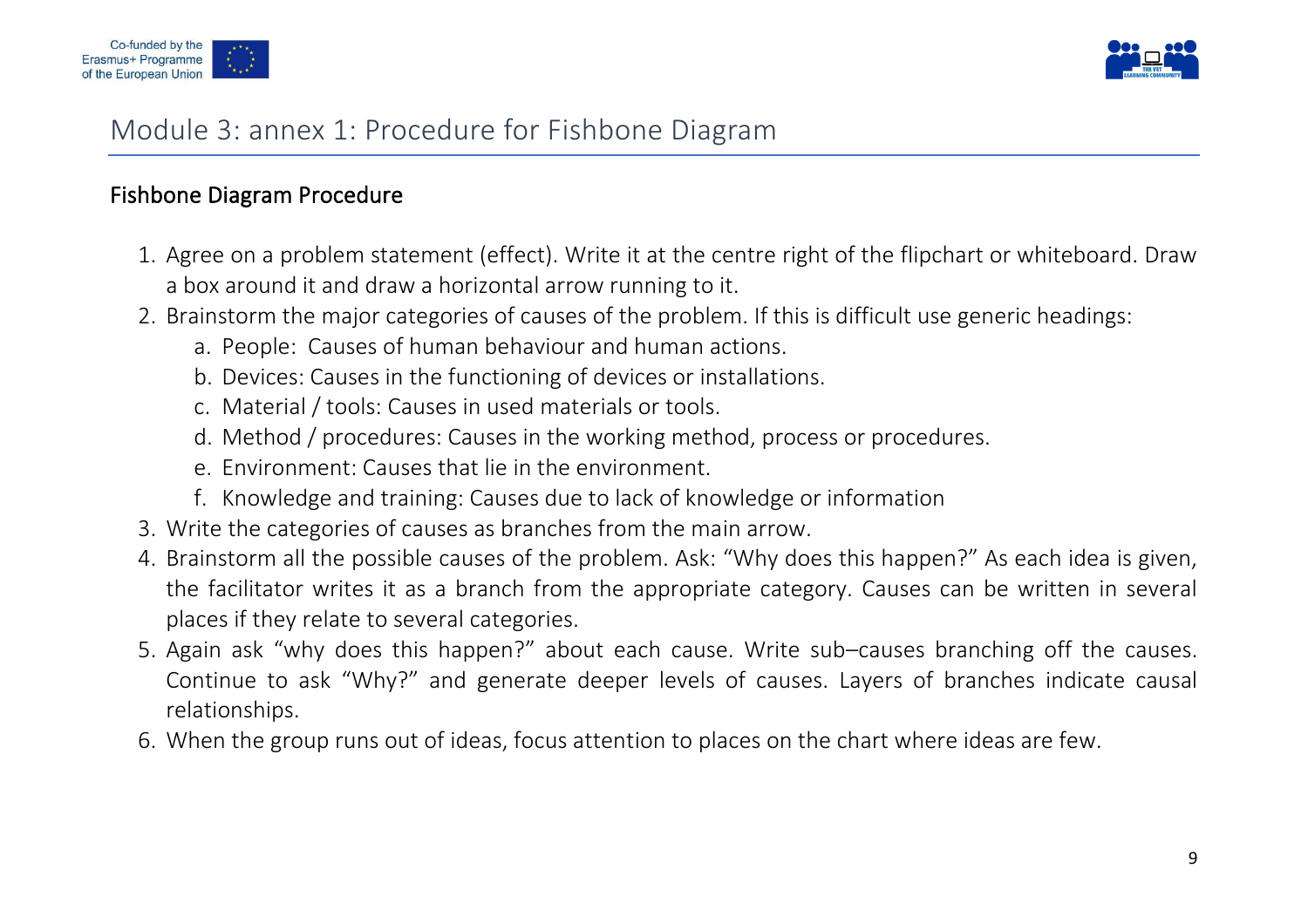# Module 3: annex 1: Procedure for Fishbone Diagram

## Fishbone Diagram Procedure

1. Agree on a problem statement (effect). Write it at the centre right of the flipchart or whiteboard. Draw a box around it and draw a horizontal arrow running to it.
2. Brainstorm the major categories of causes of the problem. If this is difficult use generic headings:
   a. People: Causes of human behaviour and human actions.
   b. Devices: Causes in the functioning of devices or installations.
   c. Material / tools: Causes in used materials or tools.
   d. Method / procedures: Causes in the working method, process or procedures.
   e. Environment: Causes that lie in the environment.
   f. Knowledge and training: Causes due to lack of knowledge or information
3. Write the categories of causes as branches from the main arrow.
4. Brainstorm all the possible causes of the problem. Ask: "Why does this happen?" As each idea is given, the facilitator writes it as a branch from the appropriate category. Causes can be written in several places if they relate to several categories.
5. Again ask "why does this happen?" about each cause. Write sub–causes branching off the causes. Continue to ask "Why?" and generate deeper levels of causes. Layers of branches indicate causal relationships.
6. When the group runs out of ideas, focus attention to places on the chart where ideas are few.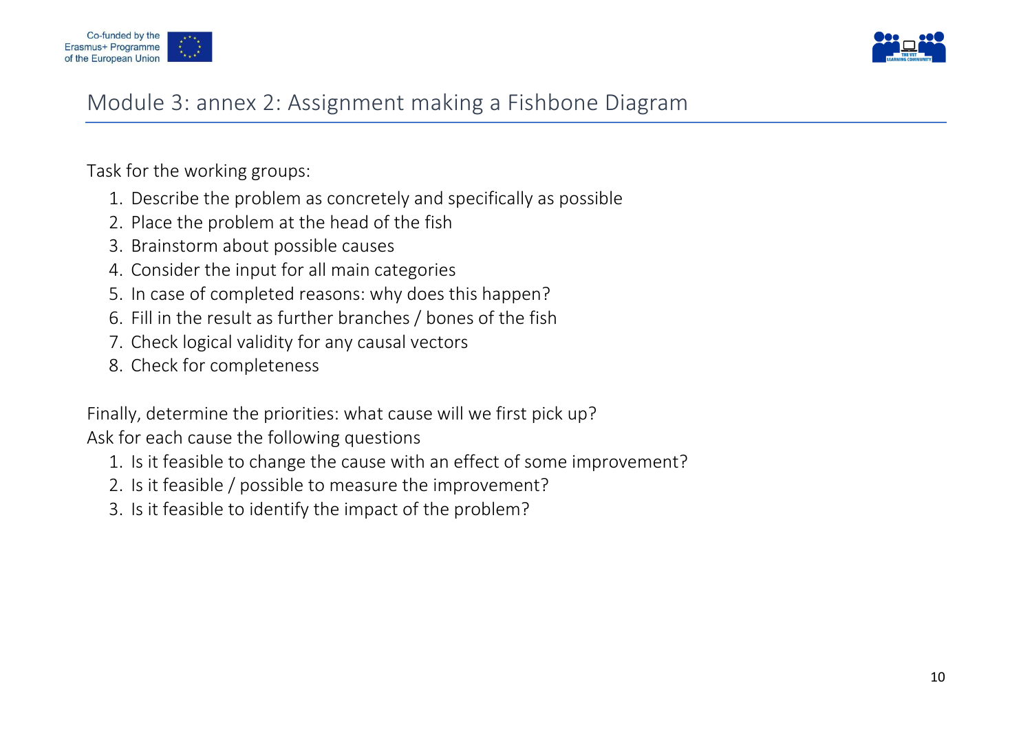# Module 3: annex 2: Assignment making a Fishbone Diagram

Task for the working groups:

1. Describe the problem as concretely and specifically as possible
2. Place the problem at the head of the fish
3. Brainstorm about possible causes
4. Consider the input for all main categories
5. In case of completed reasons: why does this happen?
6. Fill in the result as further branches / bones of the fish
7. Check logical validity for any causal vectors
8. Check for completeness

Finally, determine the priorities: what cause will we first pick up?
Ask for each cause the following questions

1. Is it feasible to change the cause with an effect of some improvement?
2. Is it feasible / possible to measure the improvement?
3. Is it feasible to identify the impact of the problem?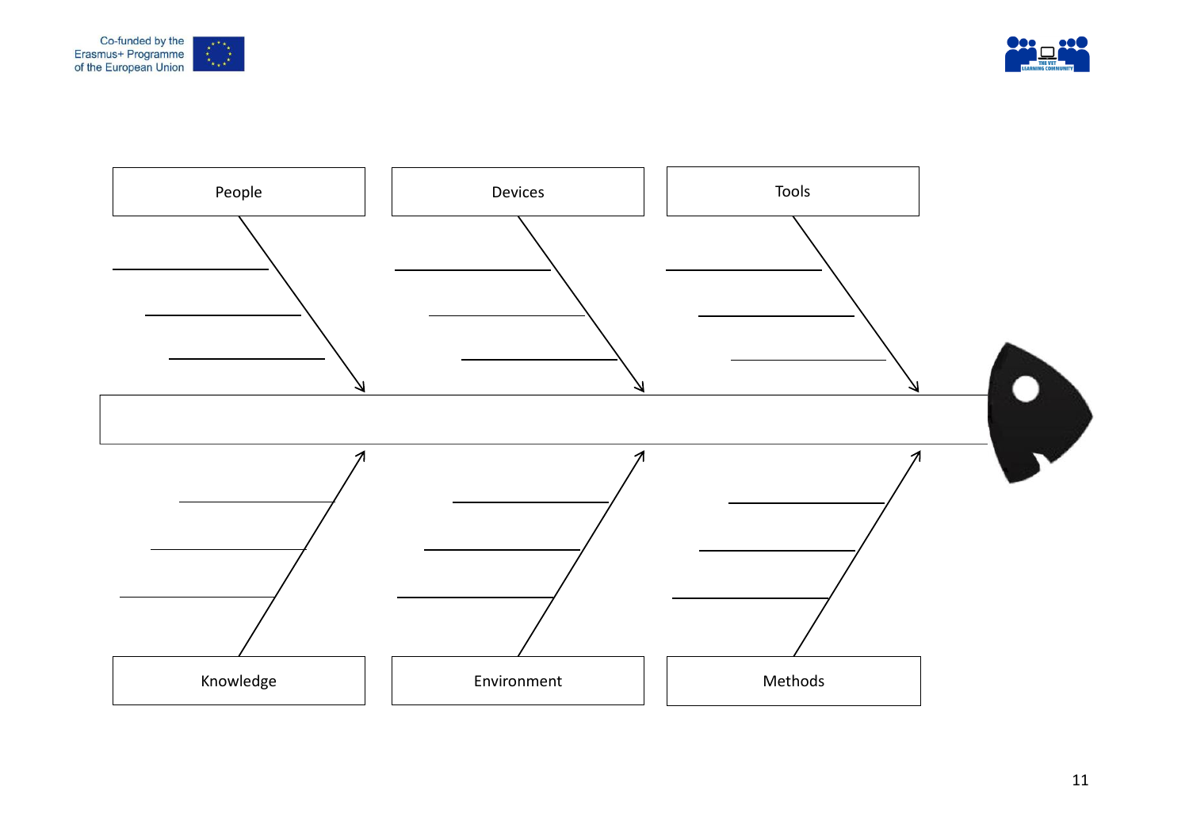People

Devices

Tools

Knowledge

Environment

Methods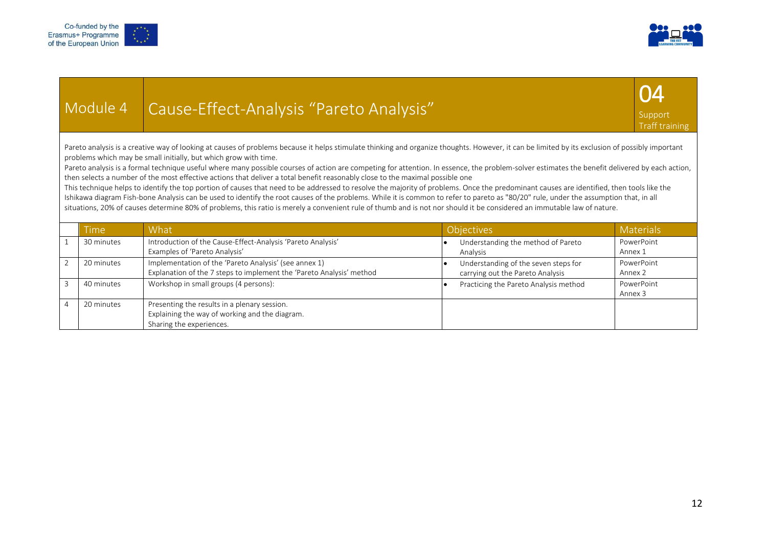# Module 4 Cause-Effect-Analysis "Pareto Analysis"

**04** Support Traff training

Pareto analysis is a creative way of looking at causes of problems because it helps stimulate thinking and organize thoughts. However, it can be limited by its exclusion of possibly important problems which may be small initially, but which grow with time.

Pareto analysis is a formal technique useful where many possible courses of action are competing for attention. In essence, the problem-solver estimates the benefit delivered by each action, then selects a number of the most effective actions that deliver a total benefit reasonably close to the maximal possible one

This technique helps to identify the top portion of causes that need to be addressed to resolve the majority of problems. Once the predominant causes are identified, then tools like the Ishikawa diagram Fish-bone Analysis can be used to identify the root causes of the problems. While it is common to refer to pareto as "80/20" rule, under the assumption that, in all situations, 20% of causes determine 80% of problems, this ratio is merely a convenient rule of thumb and is not nor should it be considered an immutable law of nature.

| | Time | What | Objectives | Materials |
|---|---|---|---|---|
| 1 | 30 minutes | Introduction of the Cause-Effect-Analysis 'Pareto Analysis'<br>Examples of 'Pareto Analysis' | • Understanding the method of Pareto Analysis | PowerPoint<br>Annex 1 |
| 2 | 20 minutes | Implementation of the 'Pareto Analysis' (see annex 1)<br>Explanation of the 7 steps to implement the 'Pareto Analysis' method | • Understanding of the seven steps for carrying out the Pareto Analysis | PowerPoint<br>Annex 2 |
| 3 | 40 minutes | Workshop in small groups (4 persons): | • Practicing the Pareto Analysis method | PowerPoint<br>Annex 3 |
| 4 | 20 minutes | Presenting the results in a plenary session.<br>Explaining the way of working and the diagram.<br>Sharing the experiences. | | |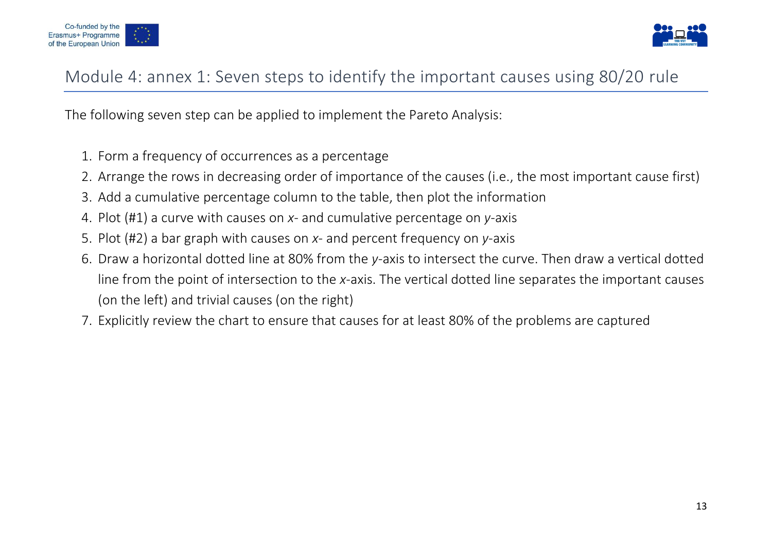# Module 4: annex 1: Seven steps to identify the important causes using 80/20 rule

The following seven step can be applied to implement the Pareto Analysis:

1. Form a frequency of occurrences as a percentage
2. Arrange the rows in decreasing order of importance of the causes (i.e., the most important cause first)
3. Add a cumulative percentage column to the table, then plot the information
4. Plot (#1) a curve with causes on *x*- and cumulative percentage on *y*-axis
5. Plot (#2) a bar graph with causes on *x*- and percent frequency on *y*-axis
6. Draw a horizontal dotted line at 80% from the *y*-axis to intersect the curve. Then draw a vertical dotted line from the point of intersection to the *x*-axis. The vertical dotted line separates the important causes (on the left) and trivial causes (on the right)
7. Explicitly review the chart to ensure that causes for at least 80% of the problems are captured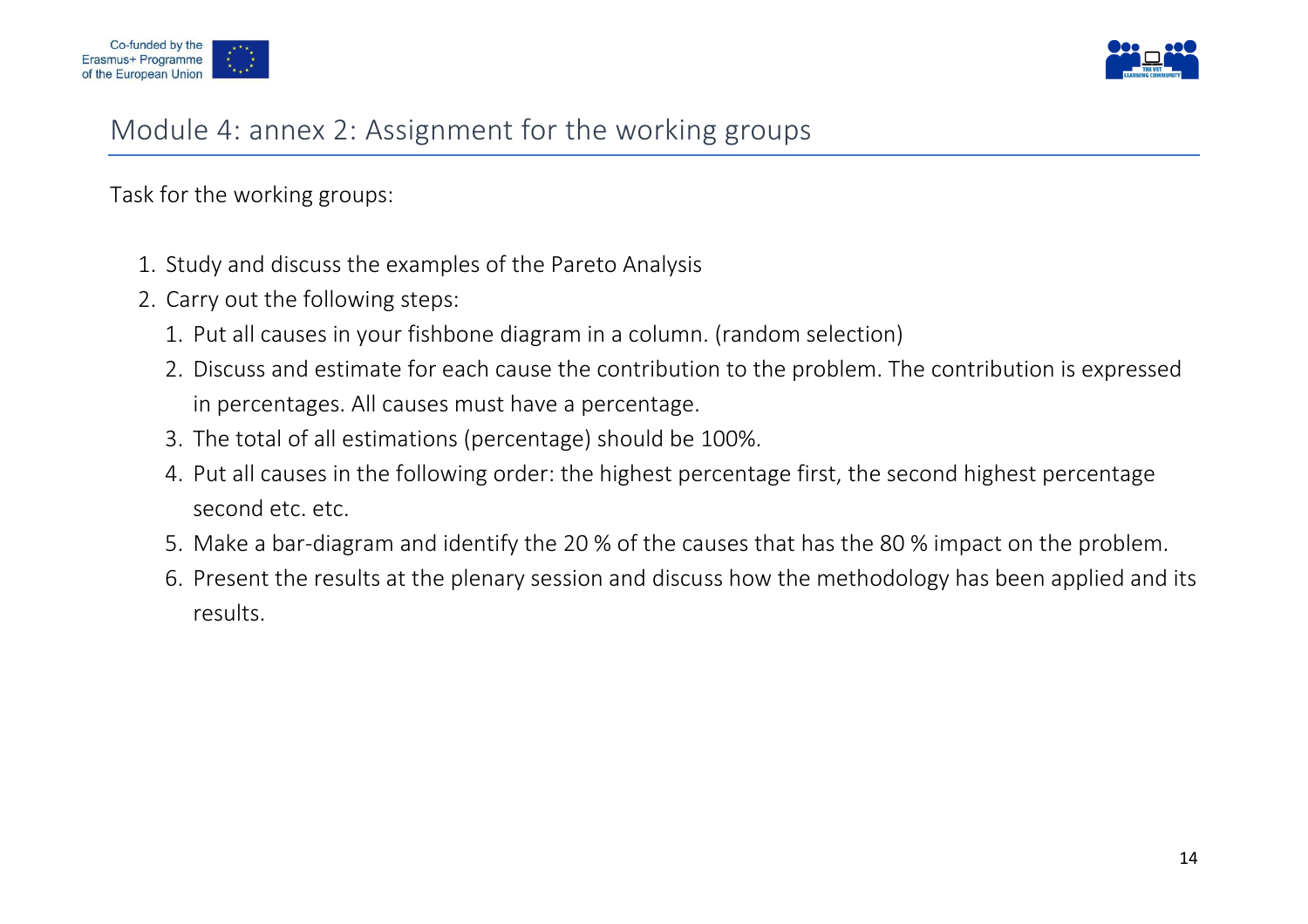# Module 4: annex 2: Assignment for the working groups

Task for the working groups:

1. Study and discuss the examples of the Pareto Analysis
2. Carry out the following steps:
    1. Put all causes in your fishbone diagram in a column. (random selection)
    2. Discuss and estimate for each cause the contribution to the problem. The contribution is expressed in percentages. All causes must have a percentage.
    3. The total of all estimations (percentage) should be 100%.
    4. Put all causes in the following order: the highest percentage first, the second highest percentage second etc. etc.
    5. Make a bar-diagram and identify the 20 % of the causes that has the 80 % impact on the problem.
    6. Present the results at the plenary session and discuss how the methodology has been applied and its results.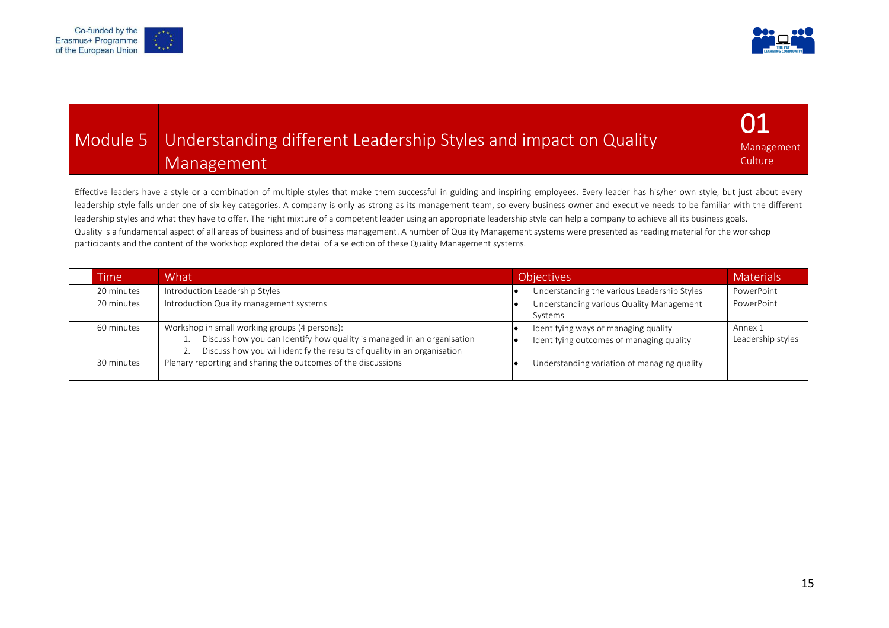# Module 5 Understanding different Leadership Styles and impact on Quality Management

**01** Management Culture

Effective leaders have a style or a combination of multiple styles that make them successful in guiding and inspiring employees. Every leader has his/her own style, but just about every leadership style falls under one of six key categories. A company is only as strong as its management team, so every business owner and executive needs to be familiar with the different leadership styles and what they have to offer. The right mixture of a competent leader using an appropriate leadership style can help a company to achieve all its business goals.
Quality is a fundamental aspect of all areas of business and of business management. A number of Quality Management systems were presented as reading material for the workshop participants and the content of the workshop explored the detail of a selection of these Quality Management systems.

| Time | What | Objectives | Materials |
|---|---|---|---|
| 20 minutes | Introduction Leadership Styles | • Understanding the various Leadership Styles | PowerPoint |
| 20 minutes | Introduction Quality management systems | • Understanding various Quality Management Systems | PowerPoint |
| 60 minutes | Workshop in small working groups (4 persons):<br>1. Discuss how you can Identify how quality is managed in an organisation<br>2. Discuss how you will identify the results of quality in an organisation | • Identifying ways of managing quality<br>• Identifying outcomes of managing quality | Annex 1 Leadership styles |
| 30 minutes | Plenary reporting and sharing the outcomes of the discussions | • Understanding variation of managing quality | |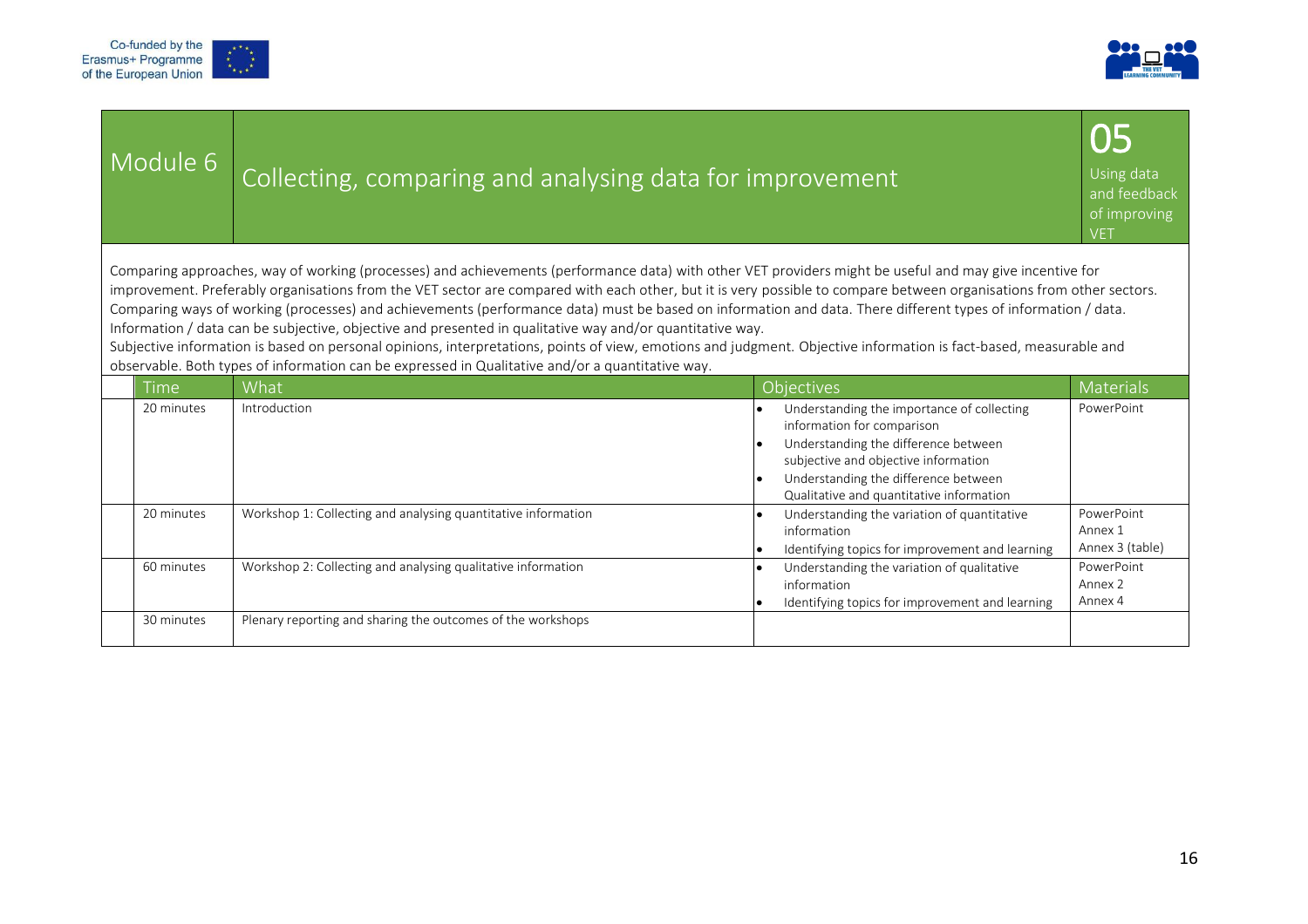| Module 6 | Collecting, comparing and analysing data for improvement | 05 Using data and feedback of improving VET |
|---|---|---|

Comparing approaches, way of working (processes) and achievements (performance data) with other VET providers might be useful and may give incentive for improvement. Preferably organisations from the VET sector are compared with each other, but it is very possible to compare between organisations from other sectors. Comparing ways of working (processes) and achievements (performance data) must be based on information and data. There different types of information / data. Information / data can be subjective, objective and presented in qualitative way and/or quantitative way.
Subjective information is based on personal opinions, interpretations, points of view, emotions and judgment. Objective information is fact-based, measurable and observable. Both types of information can be expressed in Qualitative and/or a quantitative way.

| Time | What | Objectives | Materials |
|---|---|---|---|
| 20 minutes | Introduction | • Understanding the importance of collecting information for comparison<br>• Understanding the difference between subjective and objective information<br>• Understanding the difference between Qualitative and quantitative information | PowerPoint |
| 20 minutes | Workshop 1: Collecting and analysing quantitative information | • Understanding the variation of quantitative information<br>• Identifying topics for improvement and learning | PowerPoint<br>Annex 1<br>Annex 3 (table) |
| 60 minutes | Workshop 2: Collecting and analysing qualitative information | • Understanding the variation of qualitative information<br>• Identifying topics for improvement and learning | PowerPoint<br>Annex 2<br>Annex 4 |
| 30 minutes | Plenary reporting and sharing the outcomes of the workshops | | |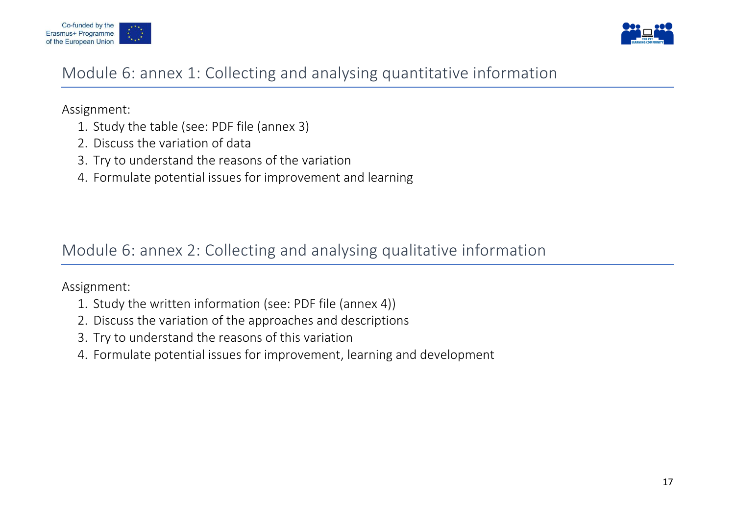## Module 6: annex 1: Collecting and analysing quantitative information

Assignment:

1. Study the table (see: PDF file (annex 3)
2. Discuss the variation of data
3. Try to understand the reasons of the variation
4. Formulate potential issues for improvement and learning

## Module 6: annex 2: Collecting and analysing qualitative information

Assignment:

1. Study the written information (see: PDF file (annex 4))
2. Discuss the variation of the approaches and descriptions
3. Try to understand the reasons of this variation
4. Formulate potential issues for improvement, learning and development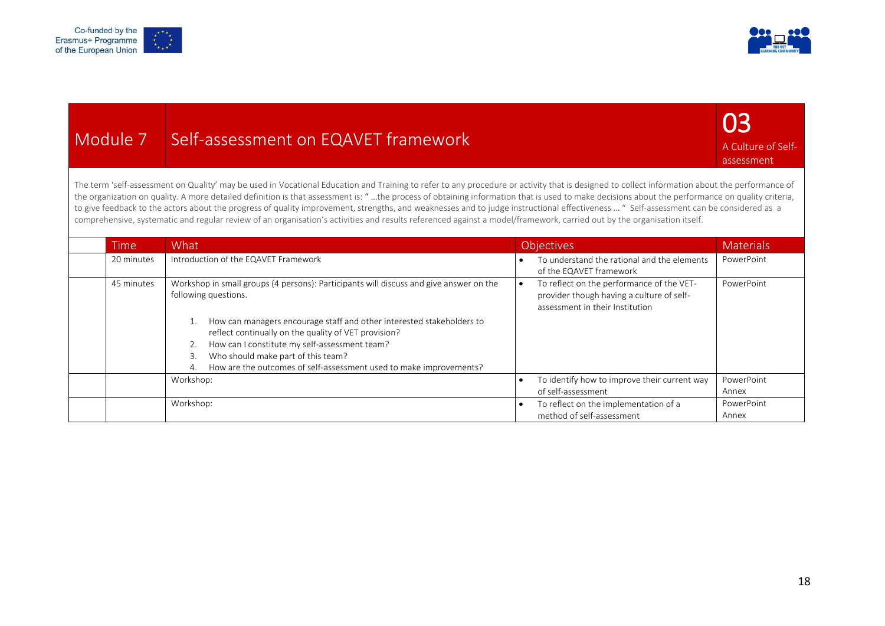| Module 7 | Self-assessment on EQAVET framework | 03 A Culture of Self-assessment |
|---|---|---|

The term 'self-assessment on Quality' may be used in Vocational Education and Training to refer to any procedure or activity that is designed to collect information about the performance of the organization on quality. A more detailed definition is that assessment is: " …the process of obtaining information that is used to make decisions about the performance on quality criteria, to give feedback to the actors about the progress of quality improvement, strengths, and weaknesses and to judge instructional effectiveness … " Self-assessment can be considered as a comprehensive, systematic and regular review of an organisation's activities and results referenced against a model/framework, carried out by the organisation itself.

| | Time | What | Objectives | Materials |
|---|---|---|---|---|
| | 20 minutes | Introduction of the EQAVET Framework | • To understand the rational and the elements of the EQAVET framework | PowerPoint |
| | 45 minutes | Workshop in small groups (4 persons): Participants will discuss and give answer on the following questions.<br><br>1. How can managers encourage staff and other interested stakeholders to reflect continually on the quality of VET provision?<br>2. How can I constitute my self-assessment team?<br>3. Who should make part of this team?<br>4. How are the outcomes of self-assessment used to make improvements? | • To reflect on the performance of the VET-provider though having a culture of self-assessment in their Institution | PowerPoint |
| | | Workshop: | • To identify how to improve their current way of self-assessment | PowerPoint<br>Annex |
| | | Workshop: | • To reflect on the implementation of a method of self-assessment | PowerPoint<br>Annex |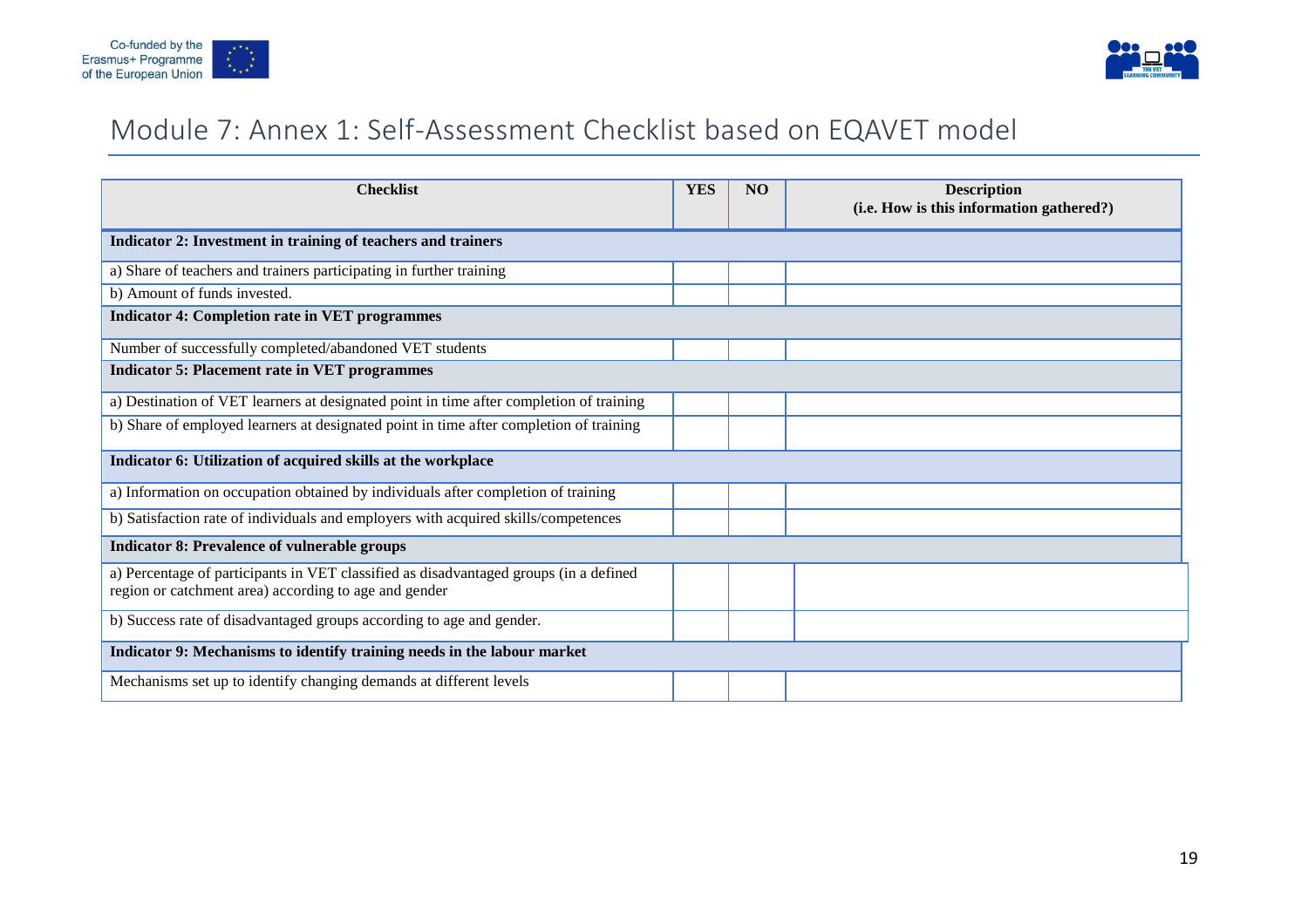# Module 7: Annex 1: Self-Assessment Checklist based on EQAVET model

| Checklist | YES | NO | Description (i.e. How is this information gathered?) |
|---|---|---|---|
| **Indicator 2: Investment in training of teachers and trainers** | | | |
| a) Share of teachers and trainers participating in further training | | | |
| b) Amount of funds invested. | | | |
| **Indicator 4: Completion rate in VET programmes** | | | |
| Number of successfully completed/abandoned VET students | | | |
| **Indicator 5: Placement rate in VET programmes** | | | |
| a) Destination of VET learners at designated point in time after completion of training | | | |
| b) Share of employed learners at designated point in time after completion of training | | | |
| **Indicator 6: Utilization of acquired skills at the workplace** | | | |
| a) Information on occupation obtained by individuals after completion of training | | | |
| b) Satisfaction rate of individuals and employers with acquired skills/competences | | | |
| **Indicator 8: Prevalence of vulnerable groups** | | | |
| a) Percentage of participants in VET classified as disadvantaged groups (in a defined region or catchment area) according to age and gender | | | |
| b) Success rate of disadvantaged groups according to age and gender. | | | |
| **Indicator 9: Mechanisms to identify training needs in the labour market** | | | |
| Mechanisms set up to identify changing demands at different levels | | | |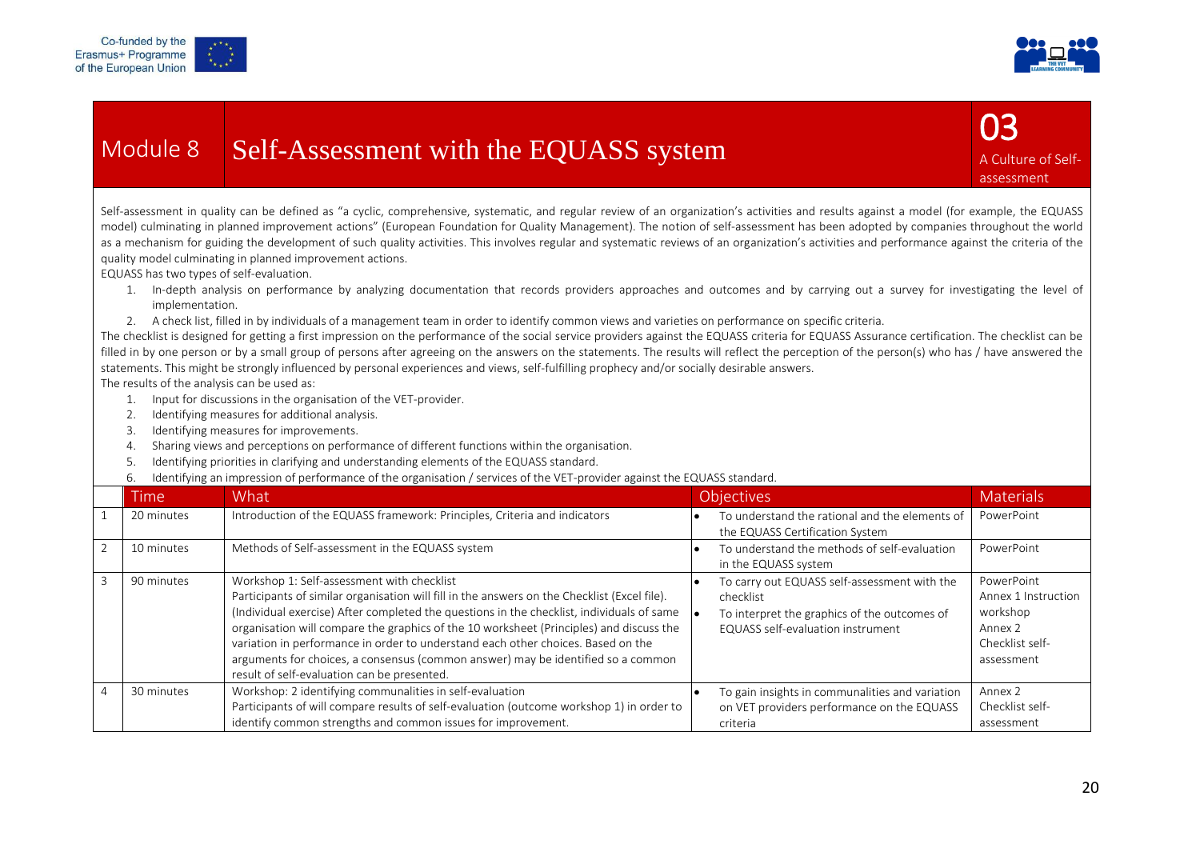# Module 8 Self-Assessment with the EQUASS system

**03** A Culture of Self-assessment

Self-assessment in quality can be defined as "a cyclic, comprehensive, systematic, and regular review of an organization's activities and results against a model (for example, the EQUASS model) culminating in planned improvement actions" (European Foundation for Quality Management). The notion of self-assessment has been adopted by companies throughout the world as a mechanism for guiding the development of such quality activities. This involves regular and systematic reviews of an organization's activities and performance against the criteria of the quality model culminating in planned improvement actions.

EQUASS has two types of self-evaluation.

1. In-depth analysis on performance by analyzing documentation that records providers approaches and outcomes and by carrying out a survey for investigating the level of implementation.
2. A check list, filled in by individuals of a management team in order to identify common views and varieties on performance on specific criteria.

The checklist is designed for getting a first impression on the performance of the social service providers against the EQUASS criteria for EQUASS Assurance certification. The checklist can be filled in by one person or by a small group of persons after agreeing on the answers on the statements. The results will reflect the perception of the person(s) who has / have answered the statements. This might be strongly influenced by personal experiences and views, self-fulfilling prophecy and/or socially desirable answers.

The results of the analysis can be used as:

1. Input for discussions in the organisation of the VET-provider.
2. Identifying measures for additional analysis.
3. Identifying measures for improvements.
4. Sharing views and perceptions on performance of different functions within the organisation.
5. Identifying priorities in clarifying and understanding elements of the EQUASS standard.
6. Identifying an impression of performance of the organisation / services of the VET-provider against the EQUASS standard.

| | Time | What | Objectives | Materials |
|---|---|---|---|---|
| 1 | 20 minutes | Introduction of the EQUASS framework: Principles, Criteria and indicators | • To understand the rational and the elements of the EQUASS Certification System | PowerPoint |
| 2 | 10 minutes | Methods of Self-assessment in the EQUASS system | • To understand the methods of self-evaluation in the EQUASS system | PowerPoint |
| 3 | 90 minutes | Workshop 1: Self-assessment with checklist<br>Participants of similar organisation will fill in the answers on the Checklist (Excel file). (Individual exercise) After completed the questions in the checklist, individuals of same organisation will compare the graphics of the 10 worksheet (Principles) and discuss the variation in performance in order to understand each other choices. Based on the arguments for choices, a consensus (common answer) may be identified so a common result of self-evaluation can be presented. | • To carry out EQUASS self-assessment with the checklist<br>• To interpret the graphics of the outcomes of EQUASS self-evaluation instrument | PowerPoint<br>Annex 1 Instruction workshop<br>Annex 2<br>Checklist self-assessment |
| 4 | 30 minutes | Workshop: 2 identifying communalities in self-evaluation<br>Participants of will compare results of self-evaluation (outcome workshop 1) in order to identify common strengths and common issues for improvement. | • To gain insights in communalities and variation on VET providers performance on the EQUASS criteria | Annex 2<br>Checklist self-assessment |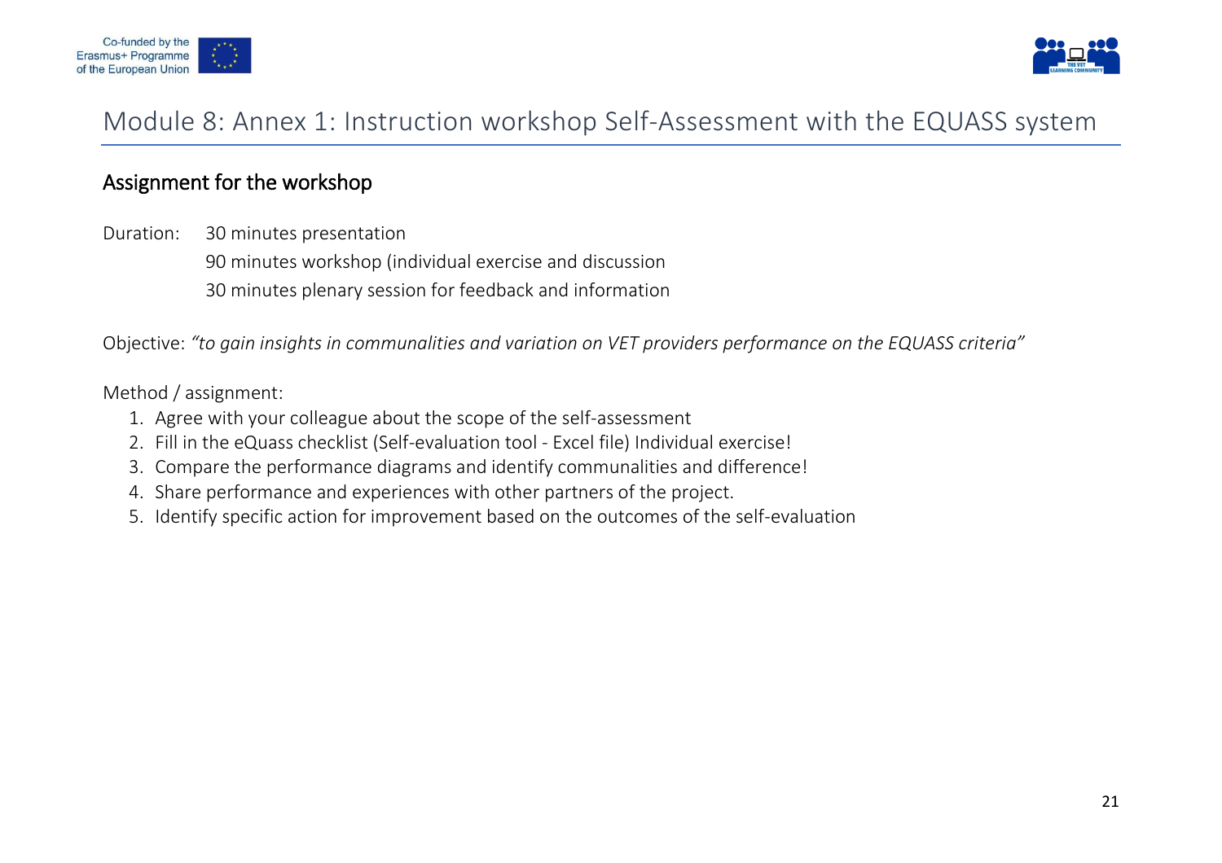# Module 8: Annex 1: Instruction workshop Self-Assessment with the EQUASS system

## Assignment for the workshop

Duration: 30 minutes presentation
90 minutes workshop (individual exercise and discussion
30 minutes plenary session for feedback and information

Objective: *"to gain insights in communalities and variation on VET providers performance on the EQUASS criteria"*

Method / assignment:

1. Agree with your colleague about the scope of the self-assessment
2. Fill in the eQuass checklist (Self-evaluation tool - Excel file) Individual exercise!
3. Compare the performance diagrams and identify communalities and difference!
4. Share performance and experiences with other partners of the project.
5. Identify specific action for improvement based on the outcomes of the self-evaluation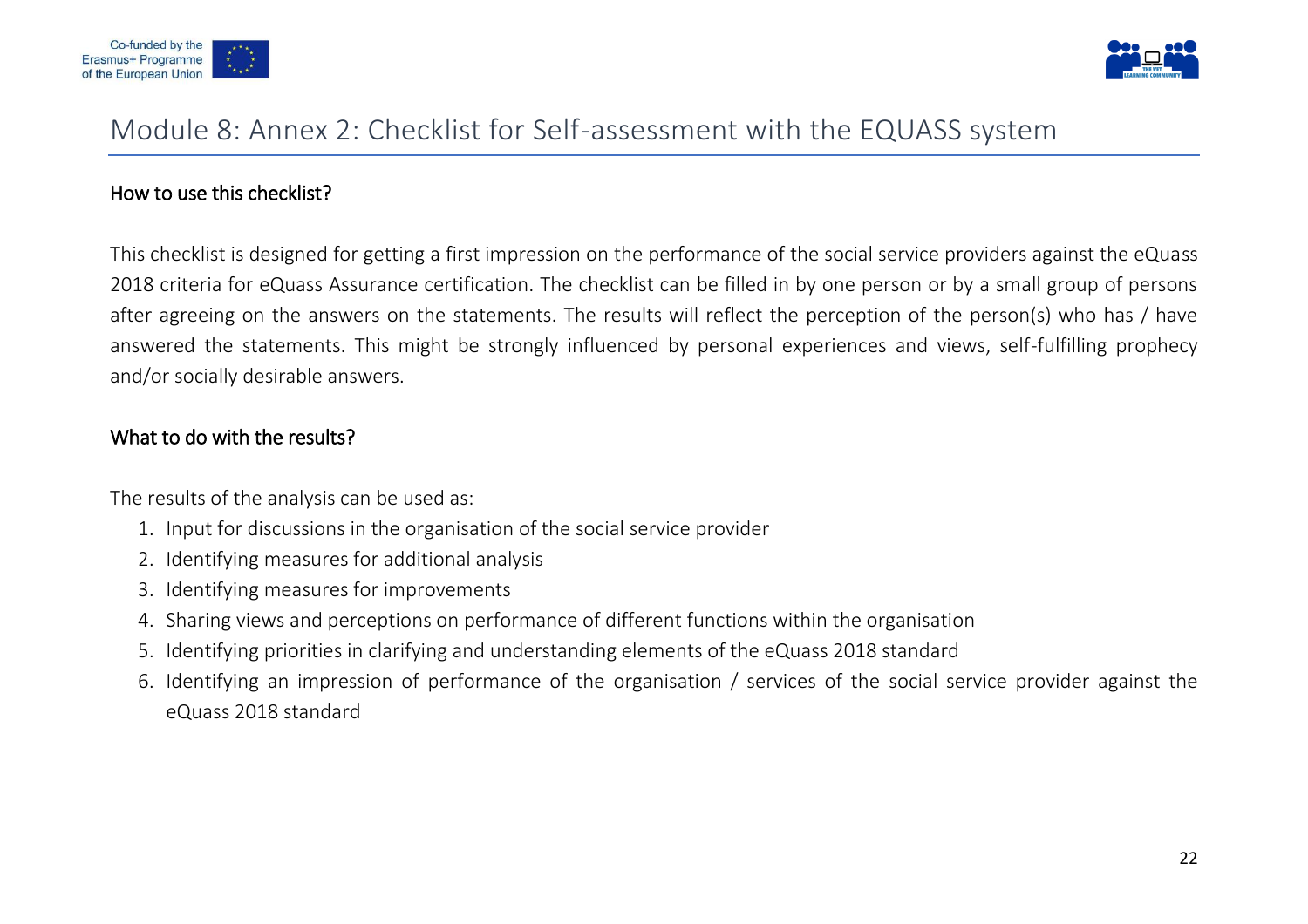# Module 8: Annex 2: Checklist for Self-assessment with the EQUASS system

## How to use this checklist?

This checklist is designed for getting a first impression on the performance of the social service providers against the eQuass 2018 criteria for eQuass Assurance certification. The checklist can be filled in by one person or by a small group of persons after agreeing on the answers on the statements. The results will reflect the perception of the person(s) who has / have answered the statements. This might be strongly influenced by personal experiences and views, self-fulfilling prophecy and/or socially desirable answers.

## What to do with the results?

The results of the analysis can be used as:

1. Input for discussions in the organisation of the social service provider
2. Identifying measures for additional analysis
3. Identifying measures for improvements
4. Sharing views and perceptions on performance of different functions within the organisation
5. Identifying priorities in clarifying and understanding elements of the eQuass 2018 standard
6. Identifying an impression of performance of the organisation / services of the social service provider against the eQuass 2018 standard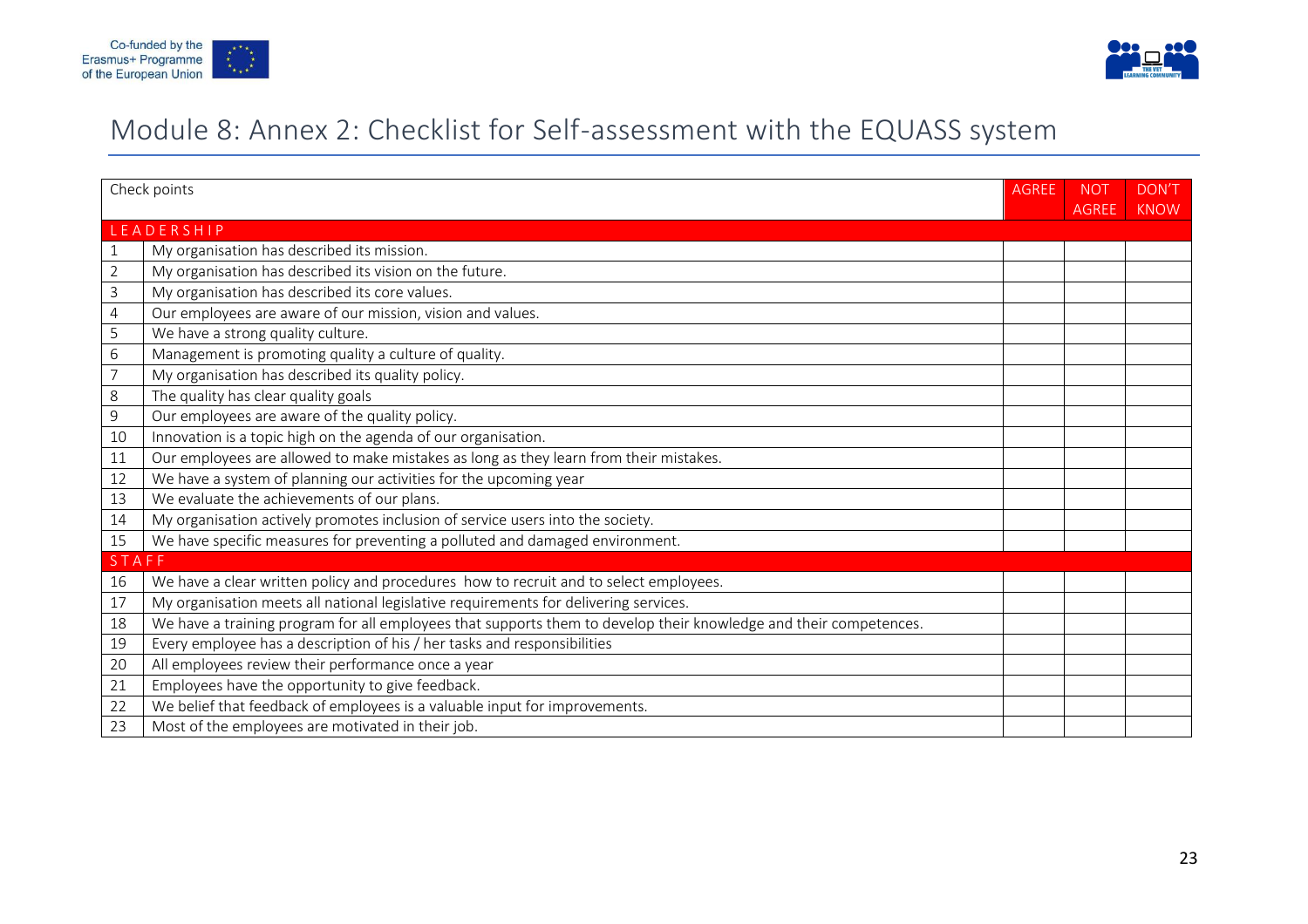# Module 8: Annex 2: Checklist for Self-assessment with the EQUASS system

| | Check points | AGREE | NOT AGREE | DON'T KNOW |
|---|---|---|---|---|
| LEADERSHIP | | | | |
| 1 | My organisation has described its mission. | | | |
| 2 | My organisation has described its vision on the future. | | | |
| 3 | My organisation has described its core values. | | | |
| 4 | Our employees are aware of our mission, vision and values. | | | |
| 5 | We have a strong quality culture. | | | |
| 6 | Management is promoting quality a culture of quality. | | | |
| 7 | My organisation has described its quality policy. | | | |
| 8 | The quality has clear quality goals | | | |
| 9 | Our employees are aware of the quality policy. | | | |
| 10 | Innovation is a topic high on the agenda of our organisation. | | | |
| 11 | Our employees are allowed to make mistakes as long as they learn from their mistakes. | | | |
| 12 | We have a system of planning our activities for the upcoming year | | | |
| 13 | We evaluate the achievements of our plans. | | | |
| 14 | My organisation actively promotes inclusion of service users into the society. | | | |
| 15 | We have specific measures for preventing a polluted and damaged environment. | | | |
| STAFF | | | | |
| 16 | We have a clear written policy and procedures how to recruit and to select employees. | | | |
| 17 | My organisation meets all national legislative requirements for delivering services. | | | |
| 18 | We have a training program for all employees that supports them to develop their knowledge and their competences. | | | |
| 19 | Every employee has a description of his / her tasks and responsibilities | | | |
| 20 | All employees review their performance once a year | | | |
| 21 | Employees have the opportunity to give feedback. | | | |
| 22 | We belief that feedback of employees is a valuable input for improvements. | | | |
| 23 | Most of the employees are motivated in their job. | | | |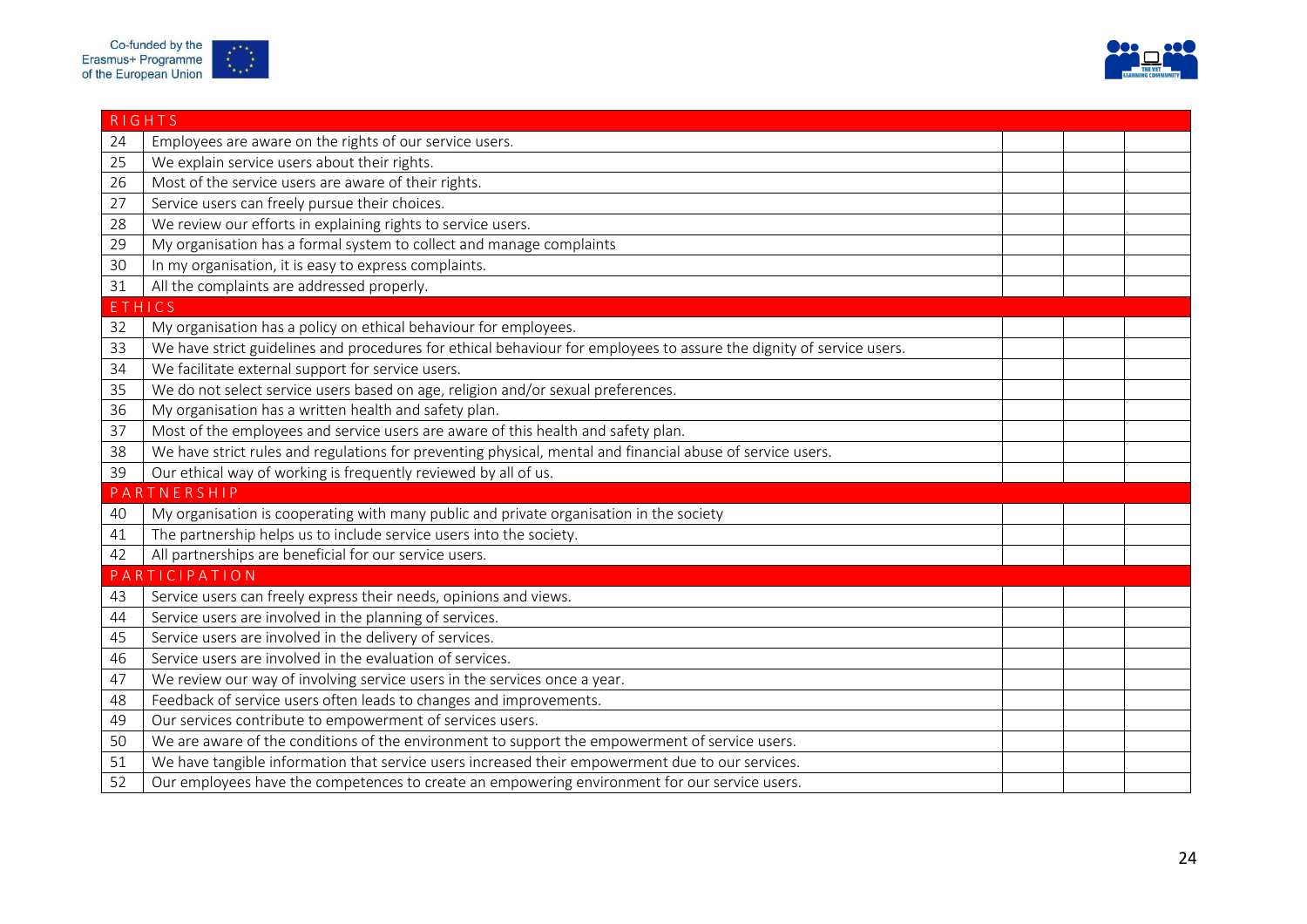| | | | | |
|---|---|---|---|---|
| **RIGHTS** | | | | |
| 24 | Employees are aware on the rights of our service users. | | | |
| 25 | We explain service users about their rights. | | | |
| 26 | Most of the service users are aware of their rights. | | | |
| 27 | Service users can freely pursue their choices. | | | |
| 28 | We review our efforts in explaining rights to service users. | | | |
| 29 | My organisation has a formal system to collect and manage complaints | | | |
| 30 | In my organisation, it is easy to express complaints. | | | |
| 31 | All the complaints are addressed properly. | | | |
| **ETHICS** | | | | |
| 32 | My organisation has a policy on ethical behaviour for employees. | | | |
| 33 | We have strict guidelines and procedures for ethical behaviour for employees to assure the dignity of service users. | | | |
| 34 | We facilitate external support for service users. | | | |
| 35 | We do not select service users based on age, religion and/or sexual preferences. | | | |
| 36 | My organisation has a written health and safety plan. | | | |
| 37 | Most of the employees and service users are aware of this health and safety plan. | | | |
| 38 | We have strict rules and regulations for preventing physical, mental and financial abuse of service users. | | | |
| 39 | Our ethical way of working is frequently reviewed by all of us. | | | |
| **PARTNERSHIP** | | | | |
| 40 | My organisation is cooperating with many public and private organisation in the society | | | |
| 41 | The partnership helps us to include service users into the society. | | | |
| 42 | All partnerships are beneficial for our service users. | | | |
| **PARTICIPATION** | | | | |
| 43 | Service users can freely express their needs, opinions and views. | | | |
| 44 | Service users are involved in the planning of services. | | | |
| 45 | Service users are involved in the delivery of services. | | | |
| 46 | Service users are involved in the evaluation of services. | | | |
| 47 | We review our way of involving service users in the services once a year. | | | |
| 48 | Feedback of service users often leads to changes and improvements. | | | |
| 49 | Our services contribute to empowerment of services users. | | | |
| 50 | We are aware of the conditions of the environment to support the empowerment of service users. | | | |
| 51 | We have tangible information that service users increased their empowerment due to our services. | | | |
| 52 | Our employees have the competences to create an empowering environment for our service users. | | | |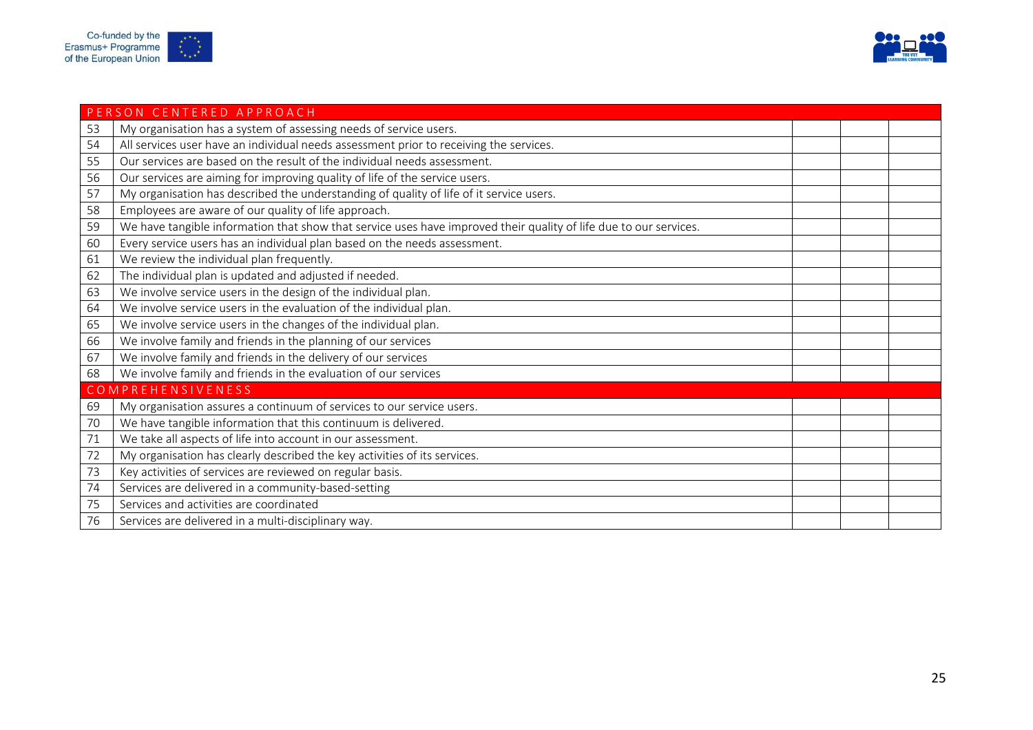| PERSON CENTERED APPROACH | | | | |
|---|---|---|---|---|
| 53 | My organisation has a system of assessing needs of service users. | | | |
| 54 | All services user have an individual needs assessment prior to receiving the services. | | | |
| 55 | Our services are based on the result of the individual needs assessment. | | | |
| 56 | Our services are aiming for improving quality of life of the service users. | | | |
| 57 | My organisation has described the understanding of quality of life of it service users. | | | |
| 58 | Employees are aware of our quality of life approach. | | | |
| 59 | We have tangible information that show that service uses have improved their quality of life due to our services. | | | |
| 60 | Every service users has an individual plan based on the needs assessment. | | | |
| 61 | We review the individual plan frequently. | | | |
| 62 | The individual plan is updated and adjusted if needed. | | | |
| 63 | We involve service users in the design of the individual plan. | | | |
| 64 | We involve service users in the evaluation of the individual plan. | | | |
| 65 | We involve service users in the changes of the individual plan. | | | |
| 66 | We involve family and friends in the planning of our services | | | |
| 67 | We involve family and friends in the delivery of our services | | | |
| 68 | We involve family and friends in the evaluation of our services | | | |
| COMPREHENSIVENESS | | | | |
| 69 | My organisation assures a continuum of services to our service users. | | | |
| 70 | We have tangible information that this continuum is delivered. | | | |
| 71 | We take all aspects of life into account in our assessment. | | | |
| 72 | My organisation has clearly described the key activities of its services. | | | |
| 73 | Key activities of services are reviewed on regular basis. | | | |
| 74 | Services are delivered in a community-based-setting | | | |
| 75 | Services and activities are coordinated | | | |
| 76 | Services are delivered in a multi-disciplinary way. | | | |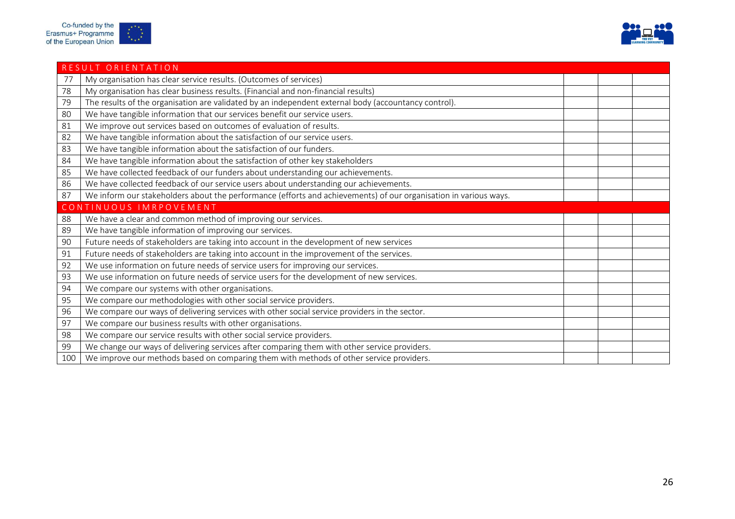| | RESULT ORIENTATION | | | |
|---|---|---|---|---|
| 77 | My organisation has clear service results. (Outcomes of services) | | | |
| 78 | My organisation has clear business results. (Financial and non-financial results) | | | |
| 79 | The results of the organisation are validated by an independent external body (accountancy control). | | | |
| 80 | We have tangible information that our services benefit our service users. | | | |
| 81 | We improve out services based on outcomes of evaluation of results. | | | |
| 82 | We have tangible information about the satisfaction of our service users. | | | |
| 83 | We have tangible information about the satisfaction of our funders. | | | |
| 84 | We have tangible information about the satisfaction of other key stakeholders | | | |
| 85 | We have collected feedback of our funders about understanding our achievements. | | | |
| 86 | We have collected feedback of our service users about understanding our achievements. | | | |
| 87 | We inform our stakeholders about the performance (efforts and achievements) of our organisation in various ways. | | | |
| | CONTINUOUS IMRPOVEMENT | | | |
| 88 | We have a clear and common method of improving our services. | | | |
| 89 | We have tangible information of improving our services. | | | |
| 90 | Future needs of stakeholders are taking into account in the development of new services | | | |
| 91 | Future needs of stakeholders are taking into account in the improvement of the services. | | | |
| 92 | We use information on future needs of service users for improving our services. | | | |
| 93 | We use information on future needs of service users for the development of new services. | | | |
| 94 | We compare our systems with other organisations. | | | |
| 95 | We compare our methodologies with other social service providers. | | | |
| 96 | We compare our ways of delivering services with other social service providers in the sector. | | | |
| 97 | We compare our business results with other organisations. | | | |
| 98 | We compare our service results with other social service providers. | | | |
| 99 | We change our ways of delivering services after comparing them with other service providers. | | | |
| 100 | We improve our methods based on comparing them with methods of other service providers. | | | |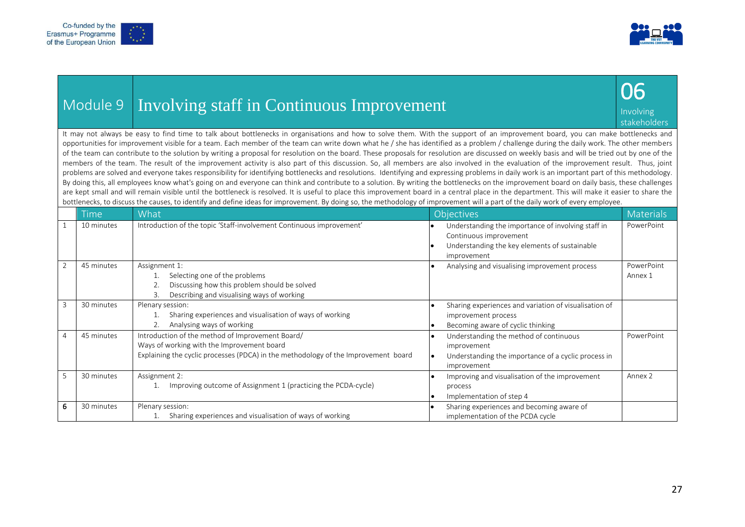# Module 9 Involving staff in Continuous Improvement

**06** Involving stakeholders

It may not always be easy to find time to talk about bottlenecks in organisations and how to solve them. With the support of an improvement board, you can make bottlenecks and opportunities for improvement visible for a team. Each member of the team can write down what he / she has identified as a problem / challenge during the daily work. The other members of the team can contribute to the solution by writing a proposal for resolution on the board. These proposals for resolution are discussed on weekly basis and will be tried out by one of the members of the team. The result of the improvement activity is also part of this discussion. So, all members are also involved in the evaluation of the improvement result. Thus, joint problems are solved and everyone takes responsibility for identifying bottlenecks and resolutions. Identifying and expressing problems in daily work is an important part of this methodology. By doing this, all employees know what's going on and everyone can think and contribute to a solution. By writing the bottlenecks on the improvement board on daily basis, these challenges are kept small and will remain visible until the bottleneck is resolved. It is useful to place this improvement board in a central place in the department. This will make it easier to share the bottlenecks, to discuss the causes, to identify and define ideas for improvement. By doing so, the methodology of improvement will a part of the daily work of every employee.

| | Time | What | Objectives | Materials |
|---|---|---|---|---|
| 1 | 10 minutes | Introduction of the topic 'Staff-involvement Continuous improvement' | • Understanding the importance of involving staff in Continuous improvement<br>• Understanding the key elements of sustainable improvement | PowerPoint |
| 2 | 45 minutes | Assignment 1:<br>1. Selecting one of the problems<br>2. Discussing how this problem should be solved<br>3. Describing and visualising ways of working | • Analysing and visualising improvement process | PowerPoint<br>Annex 1 |
| 3 | 30 minutes | Plenary session:<br>1. Sharing experiences and visualisation of ways of working<br>2. Analysing ways of working | • Sharing experiences and variation of visualisation of improvement process<br>• Becoming aware of cyclic thinking | |
| 4 | 45 minutes | Introduction of the method of Improvement Board/<br>Ways of working with the Improvement board<br>Explaining the cyclic processes (PDCA) in the methodology of the Improvement board | • Understanding the method of continuous improvement<br>• Understanding the importance of a cyclic process in improvement | PowerPoint |
| 5 | 30 minutes | Assignment 2:<br>1. Improving outcome of Assignment 1 (practicing the PCDA-cycle) | • Improving and visualisation of the improvement process<br>• Implementation of step 4 | Annex 2 |
| 6 | 30 minutes | Plenary session:<br>1. Sharing experiences and visualisation of ways of working | • Sharing experiences and becoming aware of implementation of the PCDA cycle | |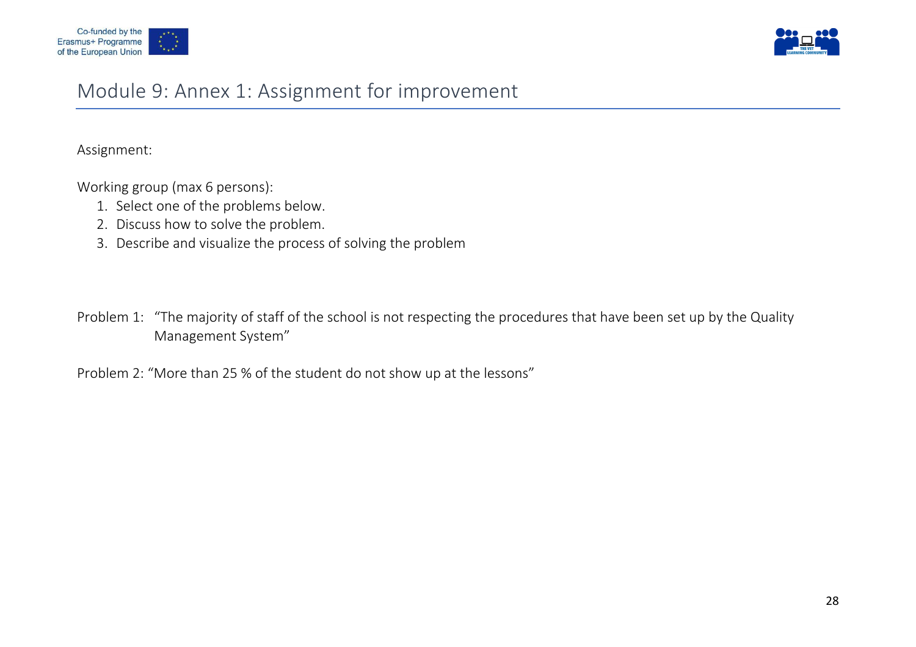## Module 9: Annex 1: Assignment for improvement

Assignment:

Working group (max 6 persons):

1. Select one of the problems below.
2. Discuss how to solve the problem.
3. Describe and visualize the process of solving the problem

Problem 1: "The majority of staff of the school is not respecting the procedures that have been set up by the Quality Management System"

Problem 2: "More than 25 % of the student do not show up at the lessons"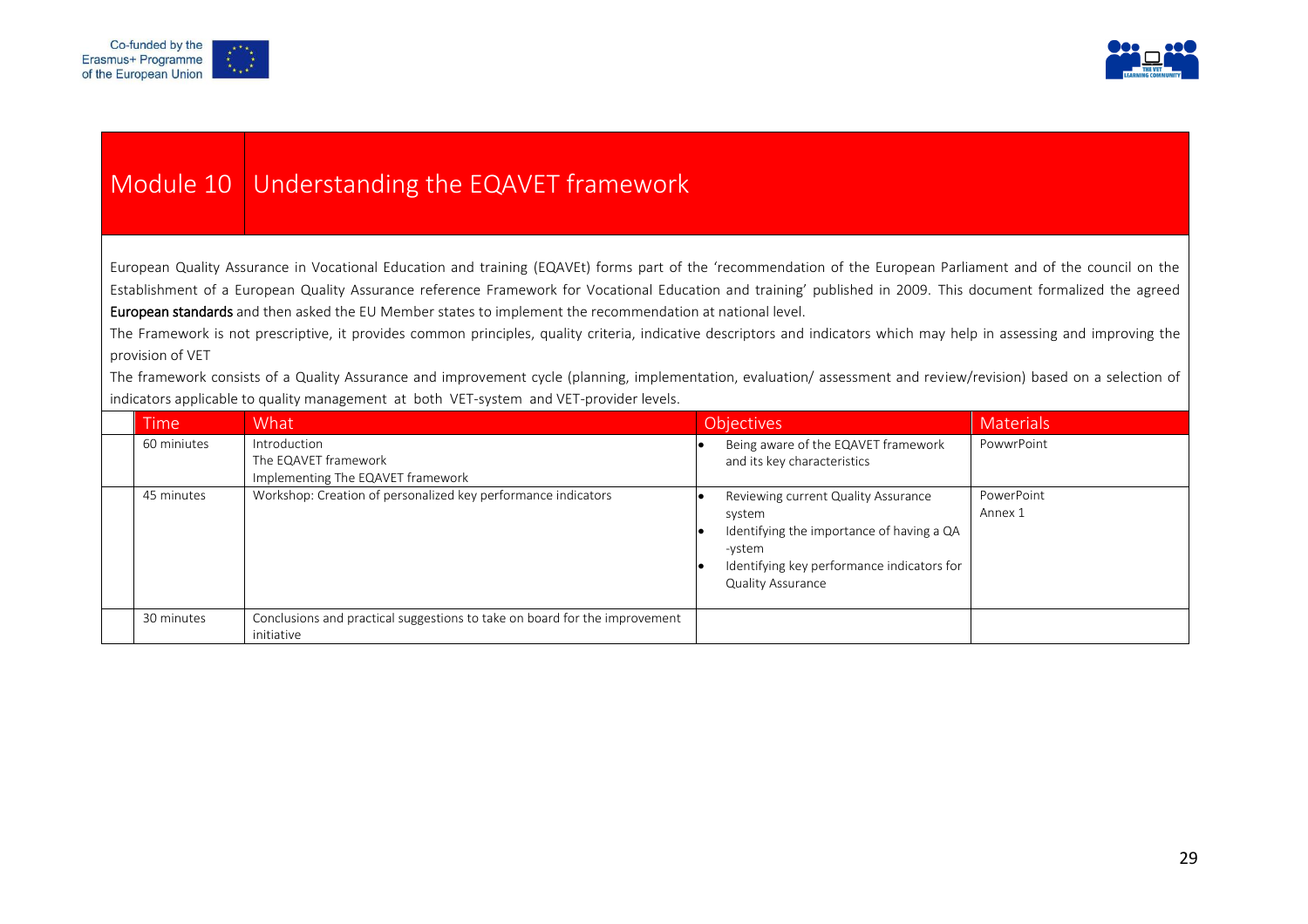# Module 10 Understanding the EQAVET framework

European Quality Assurance in Vocational Education and training (EQAVEt) forms part of the 'recommendation of the European Parliament and of the council on the Establishment of a European Quality Assurance reference Framework for Vocational Education and training' published in 2009. This document formalized the agreed **European standards** and then asked the EU Member states to implement the recommendation at national level.

The Framework is not prescriptive, it provides common principles, quality criteria, indicative descriptors and indicators which may help in assessing and improving the provision of VET

The framework consists of a Quality Assurance and improvement cycle (planning, implementation, evaluation/ assessment and review/revision) based on a selection of indicators applicable to quality management at both VET-system and VET-provider levels.

| | Time | What | Objectives | Materials |
|---|---|---|---|---|
| | 60 miniutes | Introduction<br>The EQAVET framework<br>Implementing The EQAVET framework | • Being aware of the EQAVET framework and its key characteristics | PowwrPoint |
| | 45 minutes | Workshop: Creation of personalized key performance indicators | • Reviewing current Quality Assurance system<br>• Identifying the importance of having a QA -ystem<br>• Identifying key performance indicators for Quality Assurance | PowerPoint<br>Annex 1 |
| | 30 minutes | Conclusions and practical suggestions to take on board for the improvement initiative | | |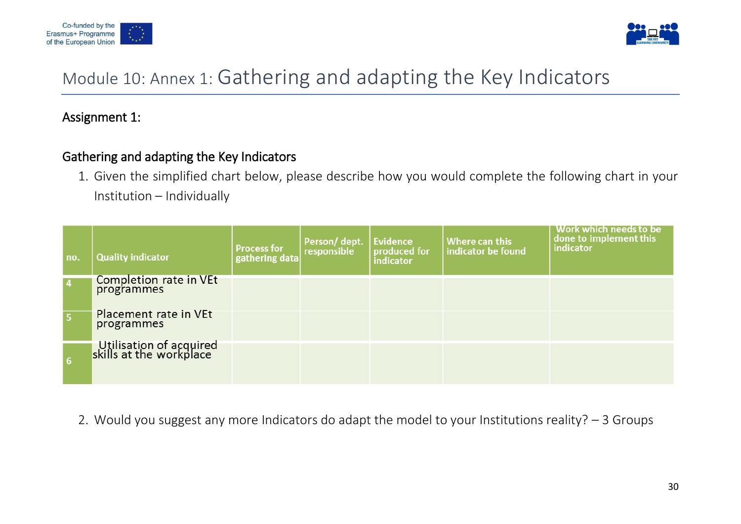# Module 10: Annex 1: Gathering and adapting the Key Indicators

**Assignment 1:**

**Gathering and adapting the Key Indicators**

1. Given the simplified chart below, please describe how you would complete the following chart in your Institution – Individually

| no. | Quality indicator | Process for gathering data | Person/ dept. responsible | Evidence produced for indicator | Where can this indicator be found | Work which needs to be done to implement this indicator |
|---|---|---|---|---|---|---|
| 4 | Completion rate in VEt programmes | | | | | |
| 5 | Placement rate in VEt programmes | | | | | |
| 6 | Utilisation of acquired skills at the workplace | | | | | |

2. Would you suggest any more Indicators do adapt the model to your Institutions reality? – 3 Groups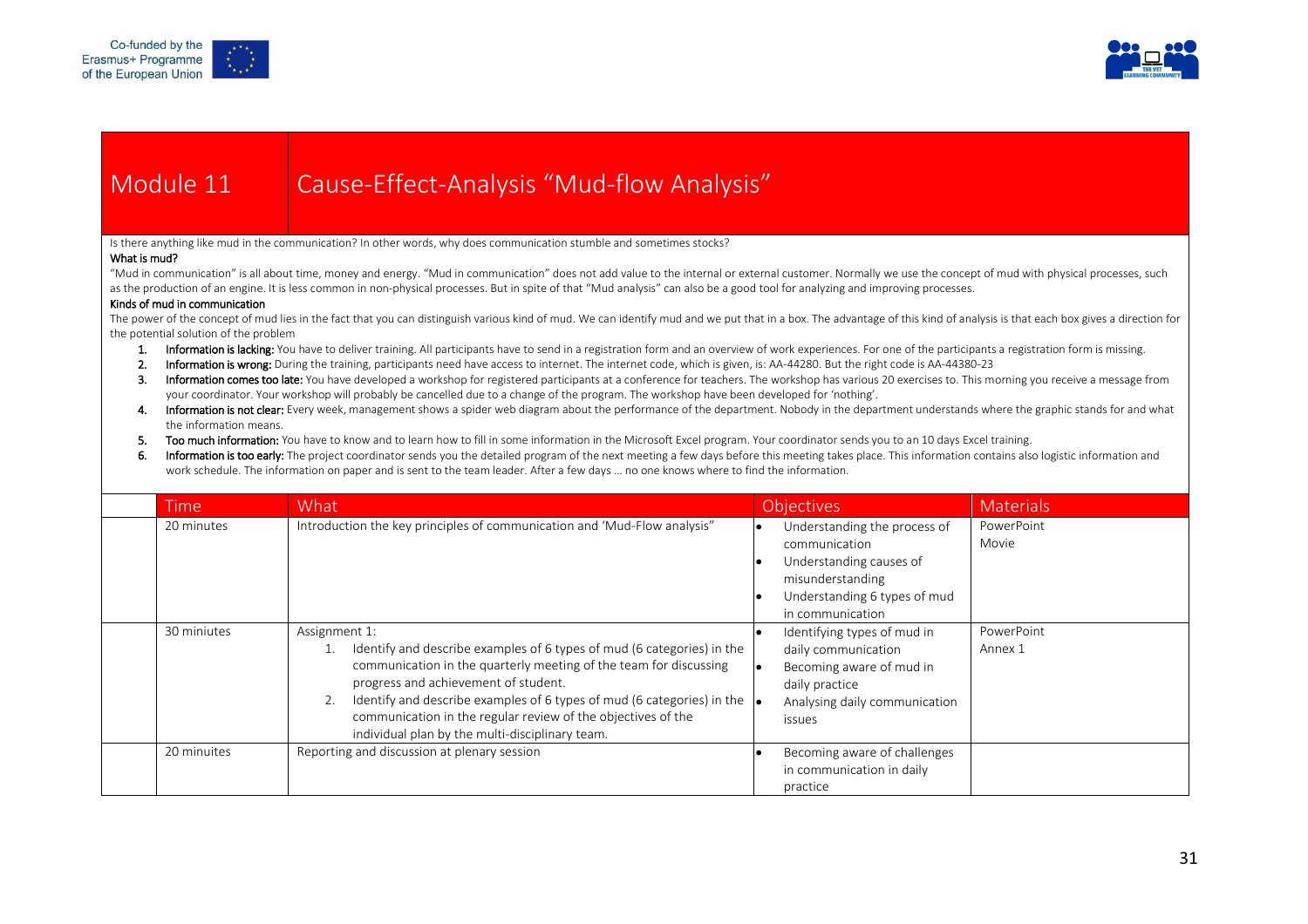# Module 11 Cause-Effect-Analysis "Mud-flow Analysis"

Is there anything like mud in the communication? In other words, why does communication stumble and sometimes stocks?

**What is mud?**

"Mud in communication" is all about time, money and energy. "Mud in communication" does not add value to the internal or external customer. Normally we use the concept of mud with physical processes, such as the production of an engine. It is less common in non-physical processes. But in spite of that "Mud analysis" can also be a good tool for analyzing and improving processes.

**Kinds of mud in communication**

The power of the concept of mud lies in the fact that you can distinguish various kind of mud. We can identify mud and we put that in a box. The advantage of this kind of analysis is that each box gives a direction for the potential solution of the problem

1. **Information is lacking:** You have to deliver training. All participants have to send in a registration form and an overview of work experiences. For one of the participants a registration form is missing.
2. **Information is wrong:** During the training, participants need have access to internet. The internet code, which is given, is: AA-44280. But the right code is AA-44380-23
3. **Information comes too late:** You have developed a workshop for registered participants at a conference for teachers. The workshop has various 20 exercises to. This morning you receive a message from your coordinator. Your workshop will probably be cancelled due to a change of the program. The workshop have been developed for 'nothing'.
4. **Information is not clear:** Every week, management shows a spider web diagram about the performance of the department. Nobody in the department understands where the graphic stands for and what the information means.
5. **Too much information:** You have to know and to learn how to fill in some information in the Microsoft Excel program. Your coordinator sends you to an 10 days Excel training.
6. **Information is too early:** The project coordinator sends you the detailed program of the next meeting a few days before this meeting takes place. This information contains also logistic information and work schedule. The information on paper and is sent to the team leader. After a few days … no one knows where to find the information.

| Time | What | Objectives | Materials |
|---|---|---|---|
| 20 minutes | Introduction the key principles of communication and 'Mud-Flow analysis" | • Understanding the process of communication<br>• Understanding causes of misunderstanding<br>• Understanding 6 types of mud in communication | PowerPoint<br>Movie |
| 30 miniutes | Assignment 1:<br>1. Identify and describe examples of 6 types of mud (6 categories) in the communication in the quarterly meeting of the team for discussing progress and achievement of student.<br>2. Identify and describe examples of 6 types of mud (6 categories) in the communication in the regular review of the objectives of the individual plan by the multi-disciplinary team. | • Identifying types of mud in daily communication<br>• Becoming aware of mud in daily practice<br>• Analysing daily communication issues | PowerPoint<br>Annex 1 |
| 20 minuites | Reporting and discussion at plenary session | • Becoming aware of challenges in communication in daily practice | |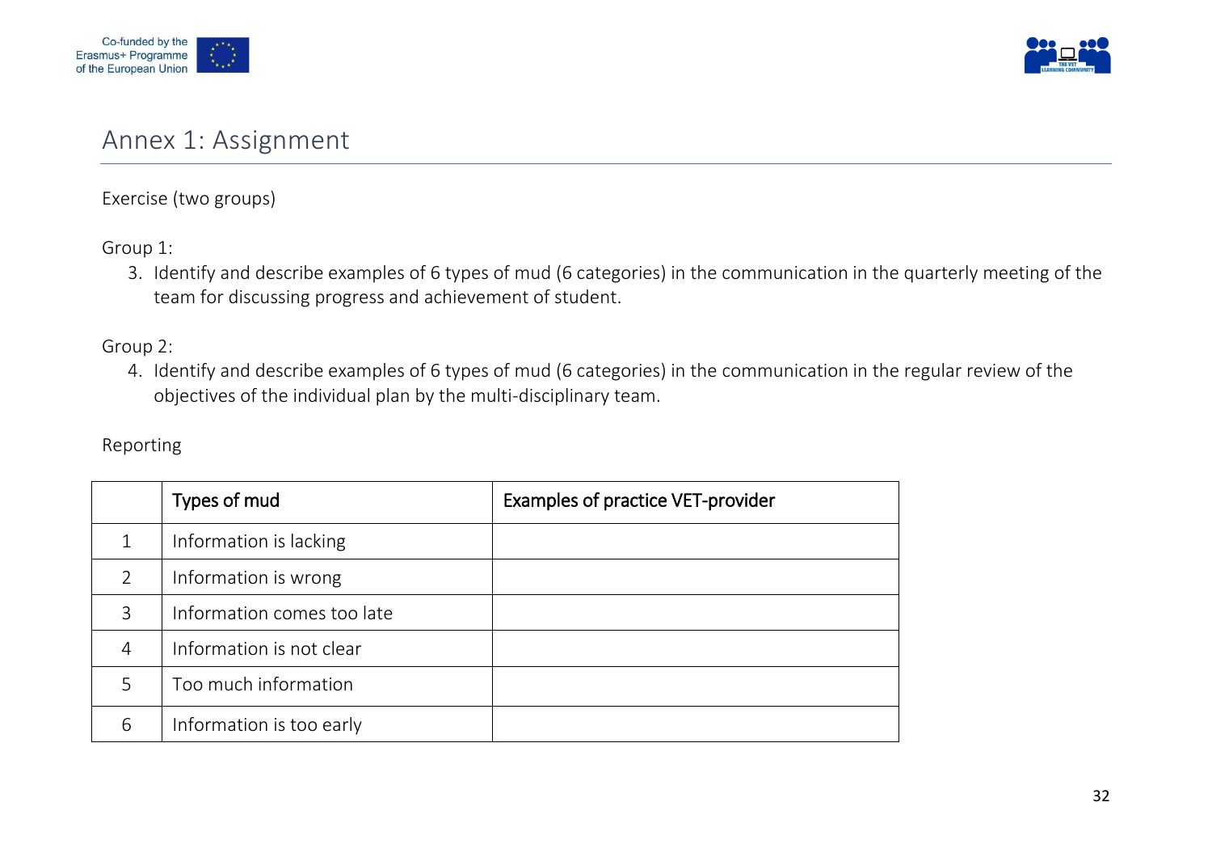# Annex 1: Assignment

Exercise (two groups)

Group 1:

3. Identify and describe examples of 6 types of mud (6 categories) in the communication in the quarterly meeting of the team for discussing progress and achievement of student.

Group 2:

4. Identify and describe examples of 6 types of mud (6 categories) in the communication in the regular review of the objectives of the individual plan by the multi-disciplinary team.

Reporting

| | Types of mud | Examples of practice VET-provider |
|---|---|---|
| 1 | Information is lacking | |
| 2 | Information is wrong | |
| 3 | Information comes too late | |
| 4 | Information is not clear | |
| 5 | Too much information | |
| 6 | Information is too early | |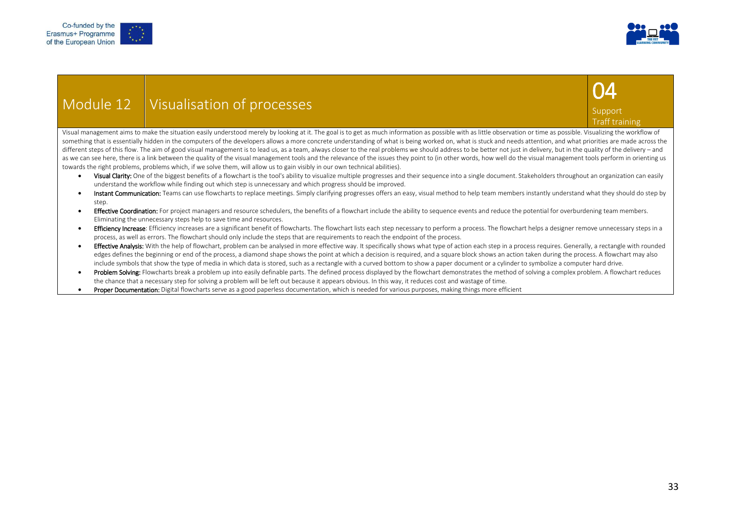| Module 12 | Visualisation of processes | 04 Support Traff training |
|---|---|---|

Visual management aims to make the situation easily understood merely by looking at it. The goal is to get as much information as possible with as little observation or time as possible. Visualizing the workflow of something that is essentially hidden in the computers of the developers allows a more concrete understanding of what is being worked on, what is stuck and needs attention, and what priorities are made across the different steps of this flow. The aim of good visual management is to lead us, as a team, always closer to the real problems we should address to be better not just in delivery, but in the quality of the delivery – and as we can see here, there is a link between the quality of the visual management tools and the relevance of the issues they point to (in other words, how well do the visual management tools perform in orienting us towards the right problems, problems which, if we solve them, will allow us to gain visibly in our own technical abilities).

- **Visual Clarity:** One of the biggest benefits of a flowchart is the tool's ability to visualize multiple progresses and their sequence into a single document. Stakeholders throughout an organization can easily understand the workflow while finding out which step is unnecessary and which progress should be improved.
- **Instant Communication:** Teams can use flowcharts to replace meetings. Simply clarifying progresses offers an easy, visual method to help team members instantly understand what they should do step by step.
- **Effective Coordination:** For project managers and resource schedulers, the benefits of a flowchart include the ability to sequence events and reduce the potential for overburdening team members. Eliminating the unnecessary steps help to save time and resources.
- **Efficiency Increase**: Efficiency increases are a significant benefit of flowcharts. The flowchart lists each step necessary to perform a process. The flowchart helps a designer remove unnecessary steps in a process, as well as errors. The flowchart should only include the steps that are requirements to reach the endpoint of the process.
- **Effective Analysis:** With the help of flowchart, problem can be analysed in more effective way. It specifically shows what type of action each step in a process requires. Generally, a rectangle with rounded edges defines the beginning or end of the process, a diamond shape shows the point at which a decision is required, and a square block shows an action taken during the process. A flowchart may also include symbols that show the type of media in which data is stored, such as a rectangle with a curved bottom to show a paper document or a cylinder to symbolize a computer hard drive.
- **Problem Solving:** Flowcharts break a problem up into easily definable parts. The defined process displayed by the flowchart demonstrates the method of solving a complex problem. A flowchart reduces the chance that a necessary step for solving a problem will be left out because it appears obvious. In this way, it reduces cost and wastage of time.
- **Proper Documentation:** Digital flowcharts serve as a good paperless documentation, which is needed for various purposes, making things more efficient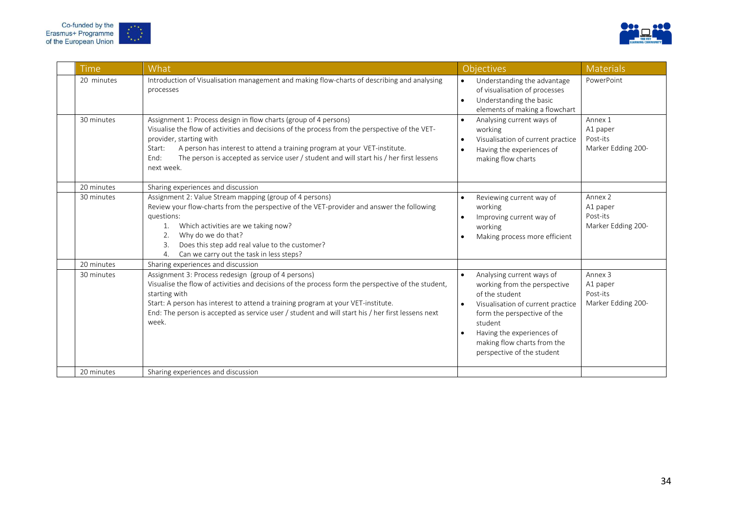| Time | What | Objectives | Materials |
|---|---|---|---|
| 20 minutes | Introduction of Visualisation management and making flow-charts of describing and analysing processes | • Understanding the advantage of visualisation of processes<br>• Understanding the basic elements of making a flowchart | PowerPoint |
| 30 minutes | Assignment 1: Process design in flow charts (group of 4 persons)<br>Visualise the flow of activities and decisions of the process from the perspective of the VET-provider, starting with<br>Start: A person has interest to attend a training program at your VET-institute.<br>End: The person is accepted as service user / student and will start his / her first lessens next week. | • Analysing current ways of working<br>• Visualisation of current practice<br>• Having the experiences of making flow charts | Annex 1<br>A1 paper<br>Post-its<br>Marker Edding 200- |
| 20 minutes | Sharing experiences and discussion | | |
| 30 minutes | Assignment 2: Value Stream mapping (group of 4 persons)<br>Review your flow-charts from the perspective of the VET-provider and answer the following questions:<br>1. Which activities are we taking now?<br>2. Why do we do that?<br>3. Does this step add real value to the customer?<br>4. Can we carry out the task in less steps? | • Reviewing current way of working<br>• Improving current way of working<br>• Making process more efficient | Annex 2<br>A1 paper<br>Post-its<br>Marker Edding 200- |
| 20 minutes | Sharing experiences and discussion | | |
| 30 minutes | Assignment 3: Process redesign (group of 4 persons)<br>Visualise the flow of activities and decisions of the process form the perspective of the student, starting with<br>Start: A person has interest to attend a training program at your VET-institute.<br>End: The person is accepted as service user / student and will start his / her first lessens next week. | • Analysing current ways of working from the perspective of the student<br>• Visualisation of current practice form the perspective of the student<br>• Having the experiences of making flow charts from the perspective of the student | Annex 3<br>A1 paper<br>Post-its<br>Marker Edding 200- |
| 20 minutes | Sharing experiences and discussion | | |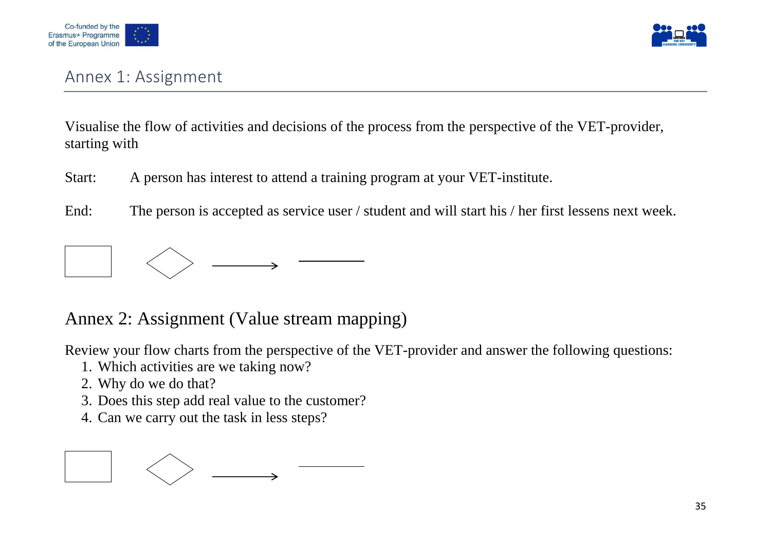## Annex 1: Assignment

Visualise the flow of activities and decisions of the process from the perspective of the VET-provider, starting with

Start: A person has interest to attend a training program at your VET-institute.

End: The person is accepted as service user / student and will start his / her first lessens next week.

## Annex 2: Assignment (Value stream mapping)

Review your flow charts from the perspective of the VET-provider and answer the following questions:

1. Which activities are we taking now?
2. Why do we do that?
3. Does this step add real value to the customer?
4. Can we carry out the task in less steps?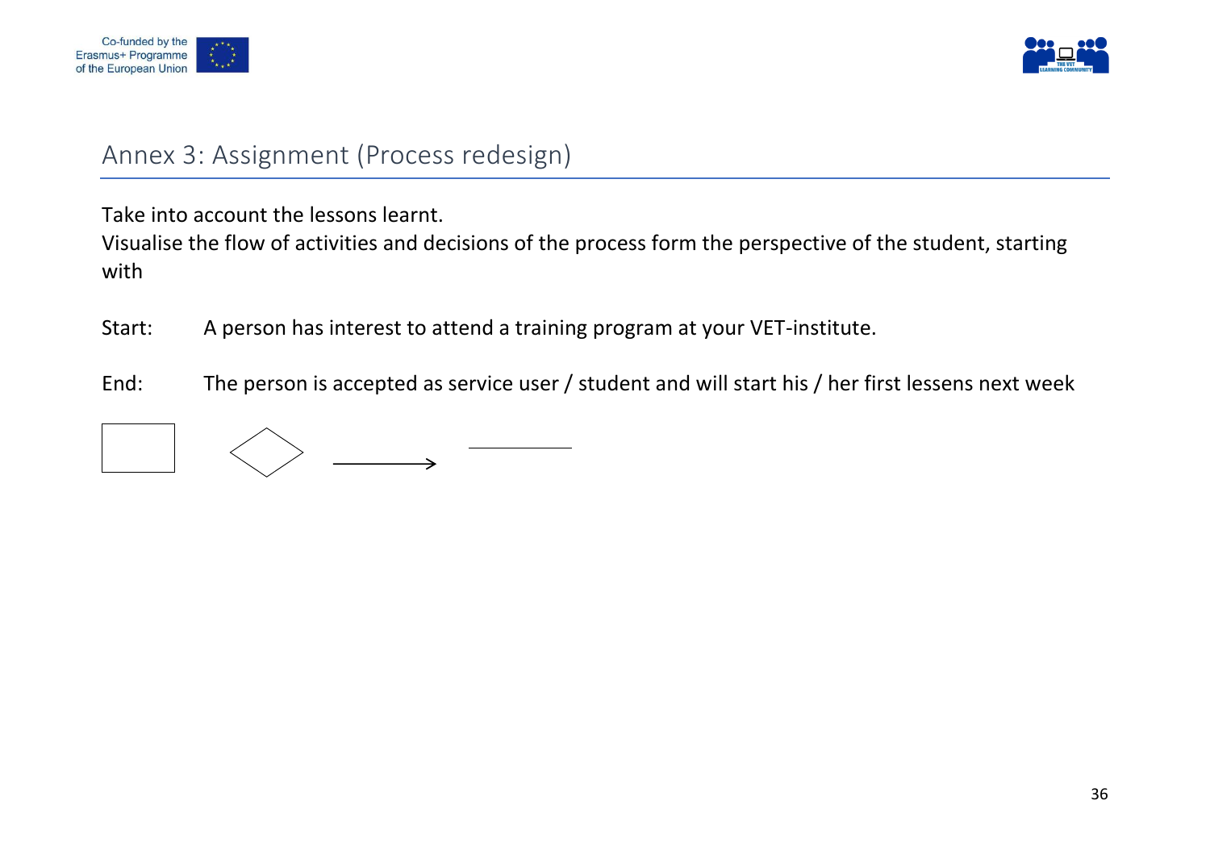## Annex 3: Assignment (Process redesign)

Take into account the lessons learnt.
Visualise the flow of activities and decisions of the process form the perspective of the student, starting with

Start: A person has interest to attend a training program at your VET-institute.

End: The person is accepted as service user / student and will start his / her first lessens next week